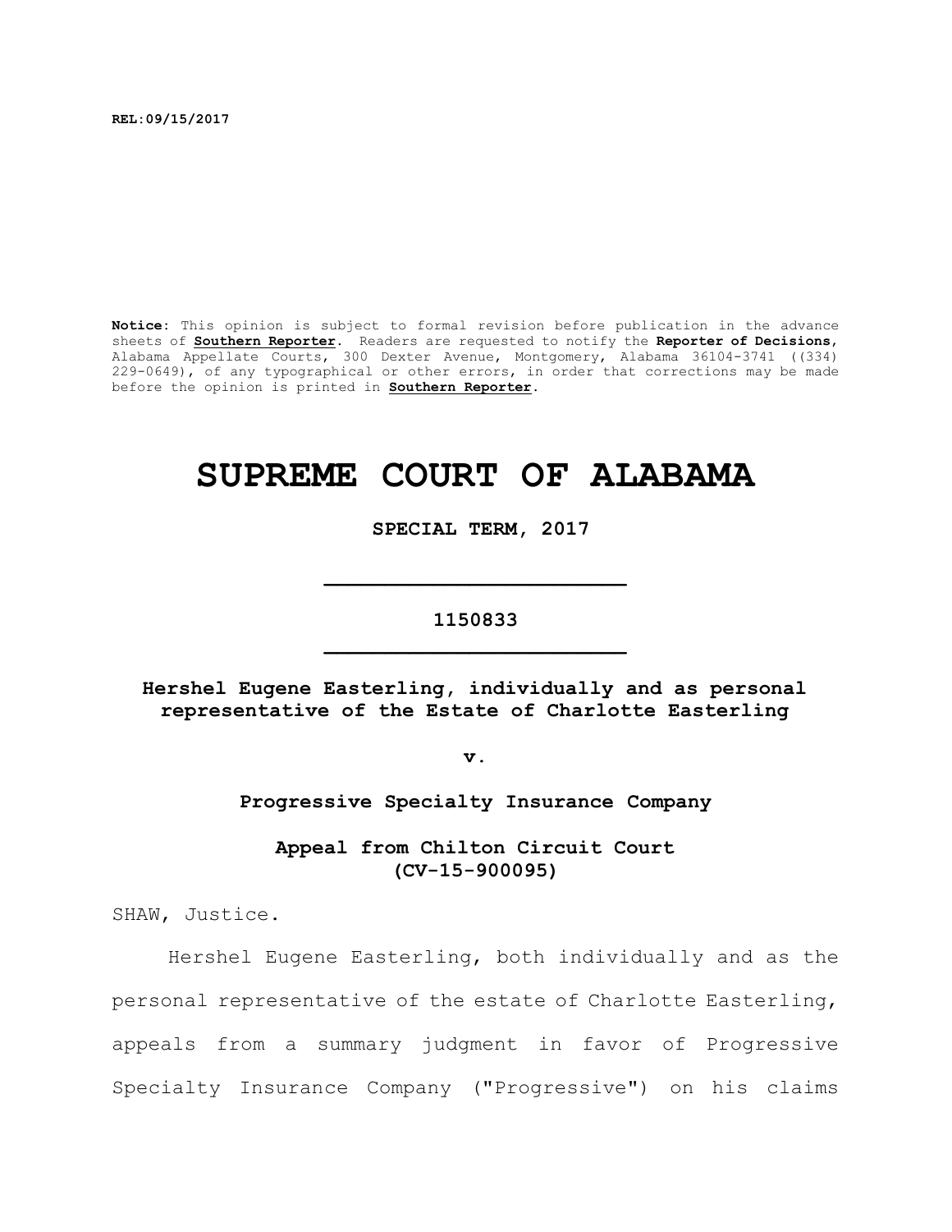REL:09/15/2017

**Notice:** This opinion is subject to formal revision before publication in the advance sheets of **Southern Reporter**. Readers are requested to notify the **Reporter of Decisions**, Alabama Appellate Courts, 300 Dexter Avenue, Montgomery, Alabama 36104-3741 ((334) 229-0649), of any typographical or other errors, in order that corrections may be made before the opinion is printed in **Southern Reporter**.

# SUPREME COURT OF ALABAMA

**SPECIAL TERM, 2017**

---

**1150833**

---

**Hershel Eugene Easterling, individually and as personal representative of the Estate of Charlotte Easterling**

**v.**

**Progressive Specialty Insurance Company**

**Appeal from Chilton Circuit Court (CV-15-900095)**

SHAW, Justice.

Hershel Eugene Easterling, both individually and as the personal representative of the estate of Charlotte Easterling, appeals from a summary judgment in favor of Progressive Specialty Insurance Company ("Progressive") on his claims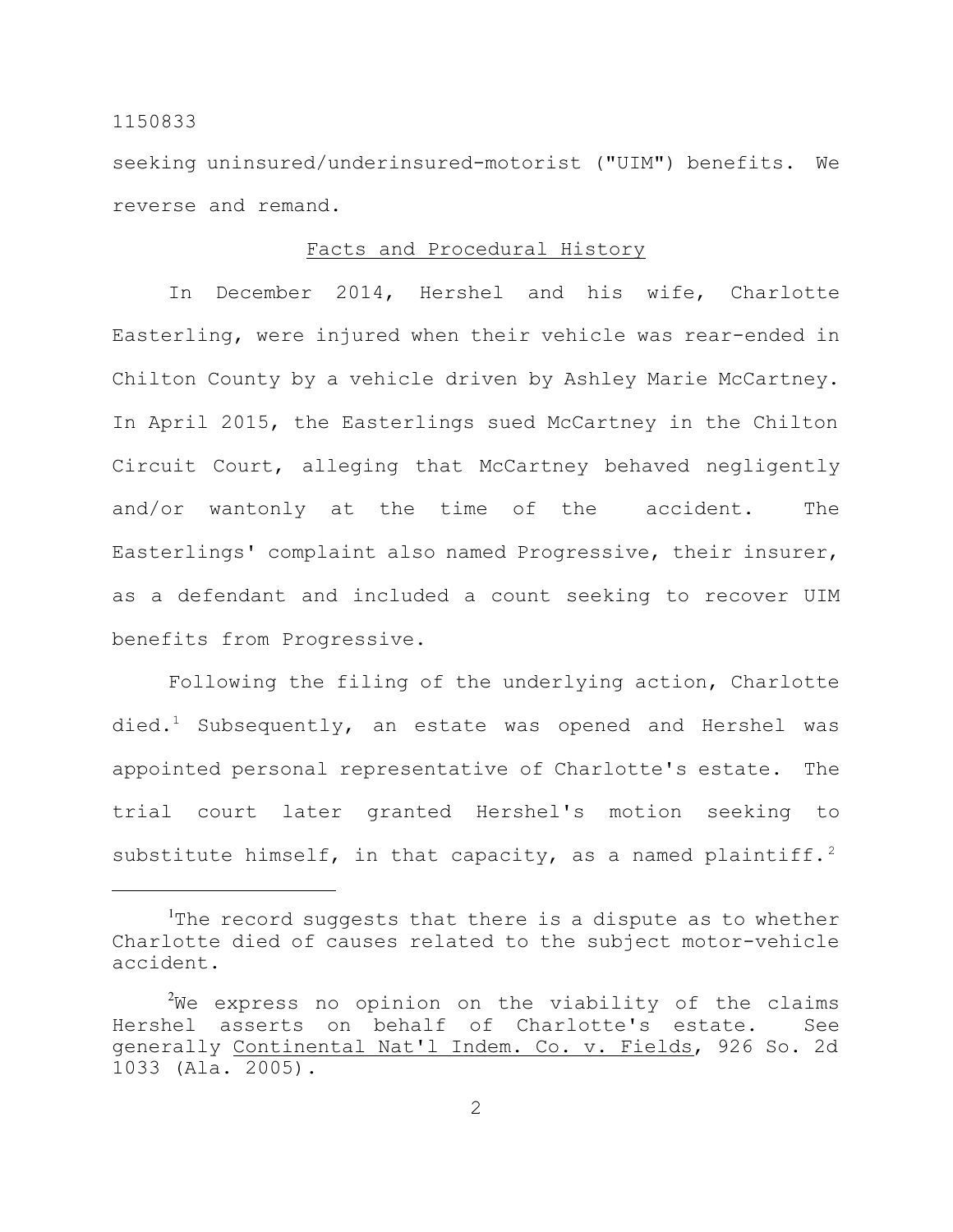seeking uninsured/underinsured-motorist ("UIM") benefits. We reverse and remand.

## Facts and Procedural History

In December 2014, Hershel and his wife, Charlotte Easterling, were injured when their vehicle was rear-ended in Chilton County by a vehicle driven by Ashley Marie McCartney. In April 2015, the Easterlings sued McCartney in the Chilton Circuit Court, alleging that McCartney behaved negligently and/or wantonly at the time of the accident. The Easterlings' complaint also named Progressive, their insurer, as a defendant and included a count seeking to recover UIM benefits from Progressive.

Following the filing of the underlying action, Charlotte died.[1] Subsequently, an estate was opened and Hershel was appointed personal representative of Charlotte's estate. The trial court later granted Hershel's motion seeking to substitute himself, in that capacity, as a named plaintiff.[2]

---

[1]The record suggests that there is a dispute as to whether Charlotte died of causes related to the subject motor-vehicle accident.

[2]We express no opinion on the viability of the claims Hershel asserts on behalf of Charlotte's estate. See generally Continental Nat'l Indem. Co. v. Fields, 926 So. 2d 1033 (Ala. 2005).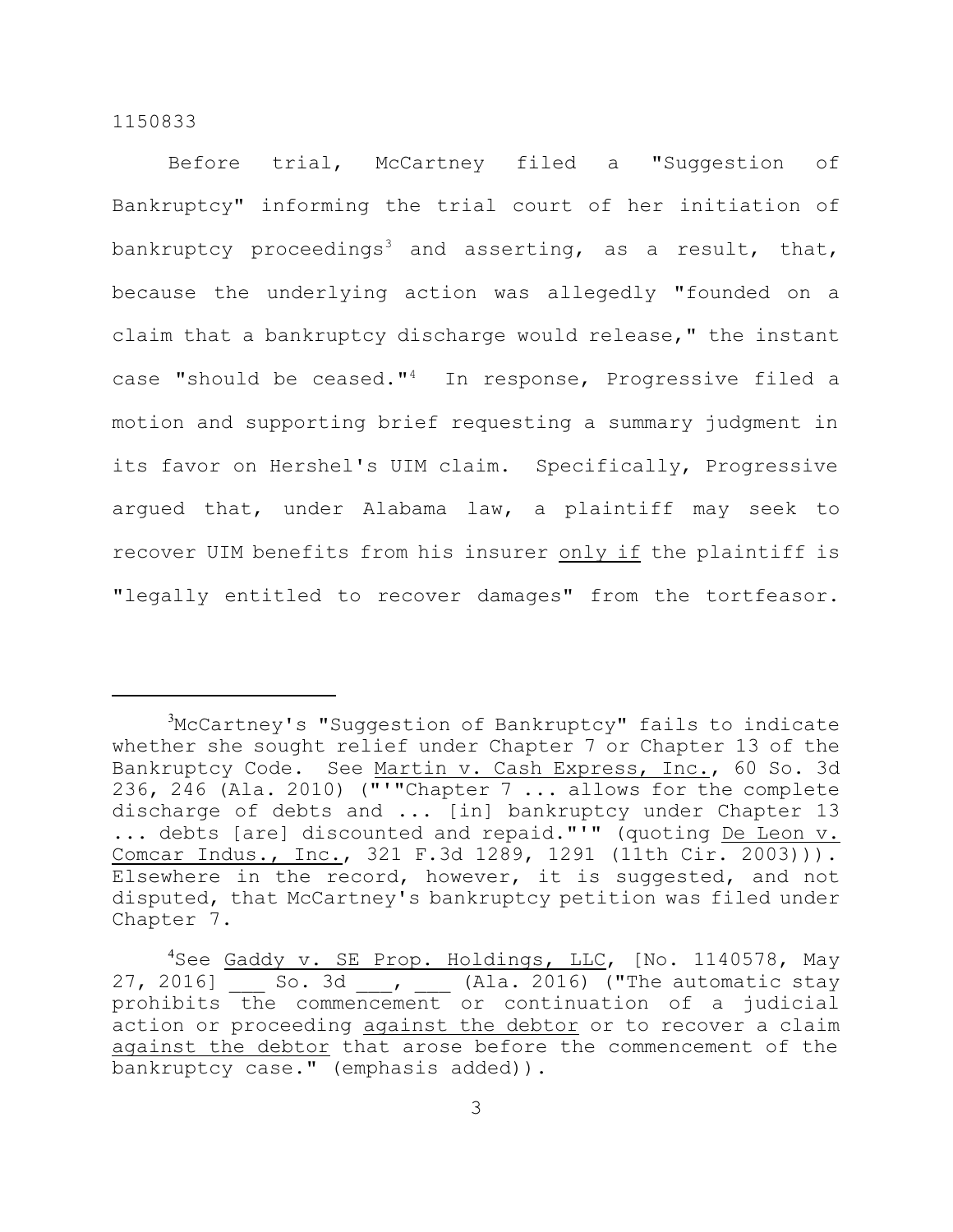Before trial, McCartney filed a "Suggestion of Bankruptcy" informing the trial court of her initiation of bankruptcy proceedings[3] and asserting, as a result, that, because the underlying action was allegedly "founded on a claim that a bankruptcy discharge would release," the instant case "should be ceased."[4] In response, Progressive filed a motion and supporting brief requesting a summary judgment in its favor on Hershel's UIM claim. Specifically, Progressive argued that, under Alabama law, a plaintiff may seek to recover UIM benefits from his insurer <u>only if</u> the plaintiff is "legally entitled to recover damages" from the tortfeasor.

---

[3]McCartney's "Suggestion of Bankruptcy" fails to indicate whether she sought relief under Chapter 7 or Chapter 13 of the Bankruptcy Code. See <u>Martin v. Cash Express, Inc.</u>, 60 So. 3d 236, 246 (Ala. 2010) ("'"Chapter 7 ... allows for the complete discharge of debts and ... [in] bankruptcy under Chapter 13 ... debts [are] discounted and repaid."'" (quoting <u>De Leon v. Comcar Indus., Inc.</u>, 321 F.3d 1289, 1291 (11th Cir. 2003))). Elsewhere in the record, however, it is suggested, and not disputed, that McCartney's bankruptcy petition was filed under Chapter 7.

[4]See <u>Gaddy v. SE Prop. Holdings, LLC</u>, [No. 1140578, May 27, 2016] ___ So. 3d ___, ___ (Ala. 2016) ("The automatic stay prohibits the commencement or continuation of a judicial action or proceeding <u>against the debtor</u> or to recover a claim <u>against the debtor</u> that arose before the commencement of the bankruptcy case." (emphasis added)).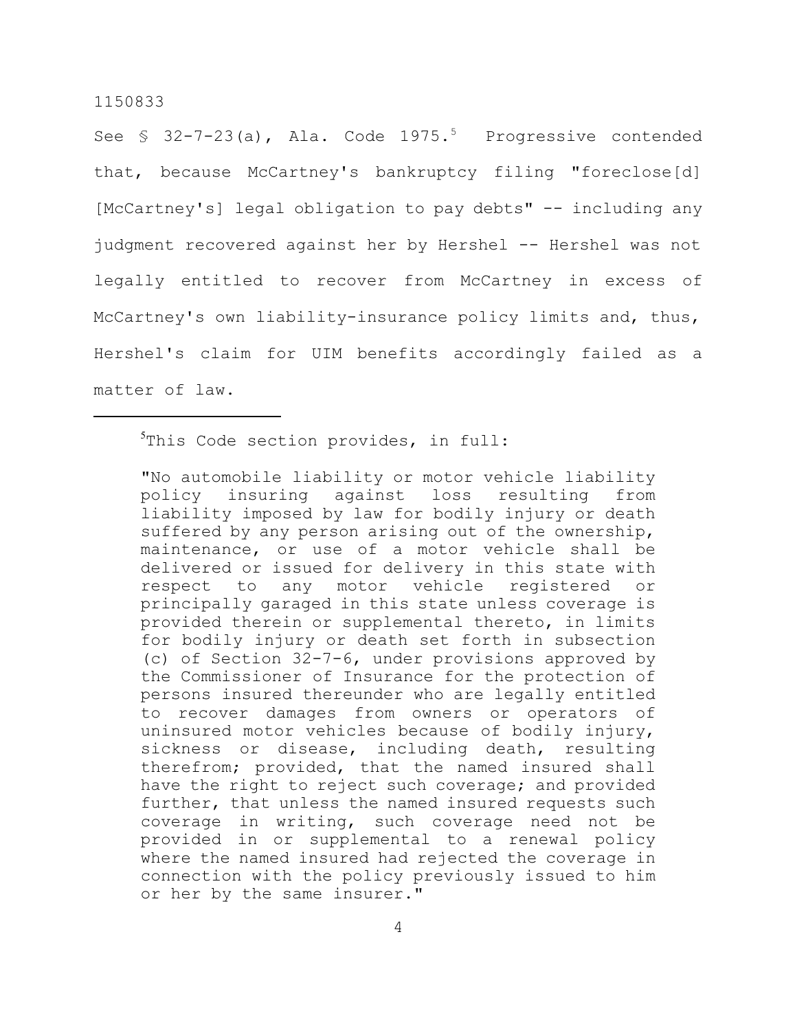See § 32-7-23(a), Ala. Code 1975.[5] Progressive contended that, because McCartney's bankruptcy filing "foreclose[d] [McCartney's] legal obligation to pay debts" -- including any judgment recovered against her by Hershel -- Hershel was not legally entitled to recover from McCartney in excess of McCartney's own liability-insurance policy limits and, thus, Hershel's claim for UIM benefits accordingly failed as a matter of law.

---

[5]This Code section provides, in full:

> "No automobile liability or motor vehicle liability policy insuring against loss resulting from liability imposed by law for bodily injury or death suffered by any person arising out of the ownership, maintenance, or use of a motor vehicle shall be delivered or issued for delivery in this state with respect to any motor vehicle registered or principally garaged in this state unless coverage is provided therein or supplemental thereto, in limits for bodily injury or death set forth in subsection (c) of Section 32-7-6, under provisions approved by the Commissioner of Insurance for the protection of persons insured thereunder who are legally entitled to recover damages from owners or operators of uninsured motor vehicles because of bodily injury, sickness or disease, including death, resulting therefrom; provided, that the named insured shall have the right to reject such coverage; and provided further, that unless the named insured requests such coverage in writing, such coverage need not be provided in or supplemental to a renewal policy where the named insured had rejected the coverage in connection with the policy previously issued to him or her by the same insurer."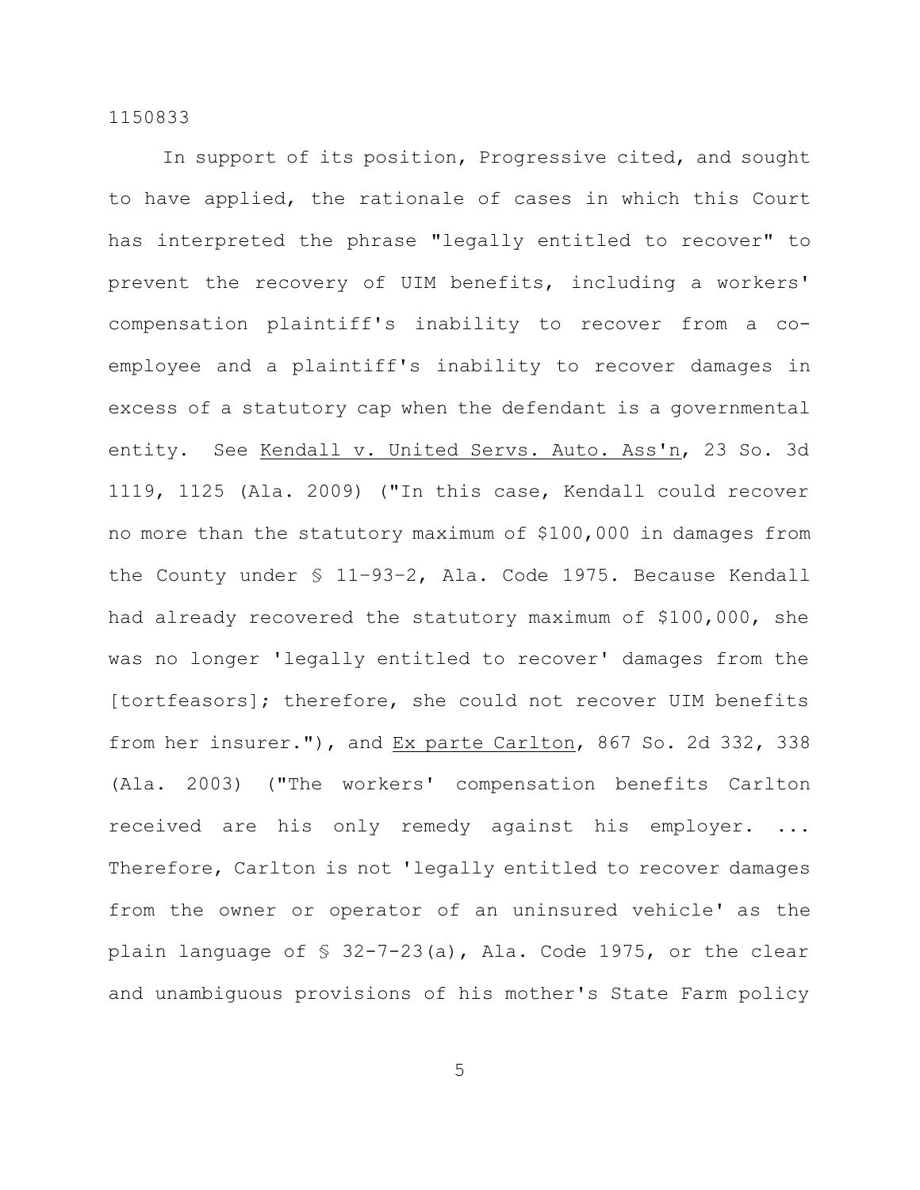In support of its position, Progressive cited, and sought to have applied, the rationale of cases in which this Court has interpreted the phrase "legally entitled to recover" to prevent the recovery of UIM benefits, including a workers' compensation plaintiff's inability to recover from a co-employee and a plaintiff's inability to recover damages in excess of a statutory cap when the defendant is a governmental entity. See Kendall v. United Servs. Auto. Ass'n, 23 So. 3d 1119, 1125 (Ala. 2009) ("In this case, Kendall could recover no more than the statutory maximum of $100,000 in damages from the County under § 11–93–2, Ala. Code 1975. Because Kendall had already recovered the statutory maximum of $100,000, she was no longer 'legally entitled to recover' damages from the [tortfeasors]; therefore, she could not recover UIM benefits from her insurer."), and Ex parte Carlton, 867 So. 2d 332, 338 (Ala. 2003) ("The workers' compensation benefits Carlton received are his only remedy against his employer. ... Therefore, Carlton is not 'legally entitled to recover damages from the owner or operator of an uninsured vehicle' as the plain language of § 32-7-23(a), Ala. Code 1975, or the clear and unambiguous provisions of his mother's State Farm policy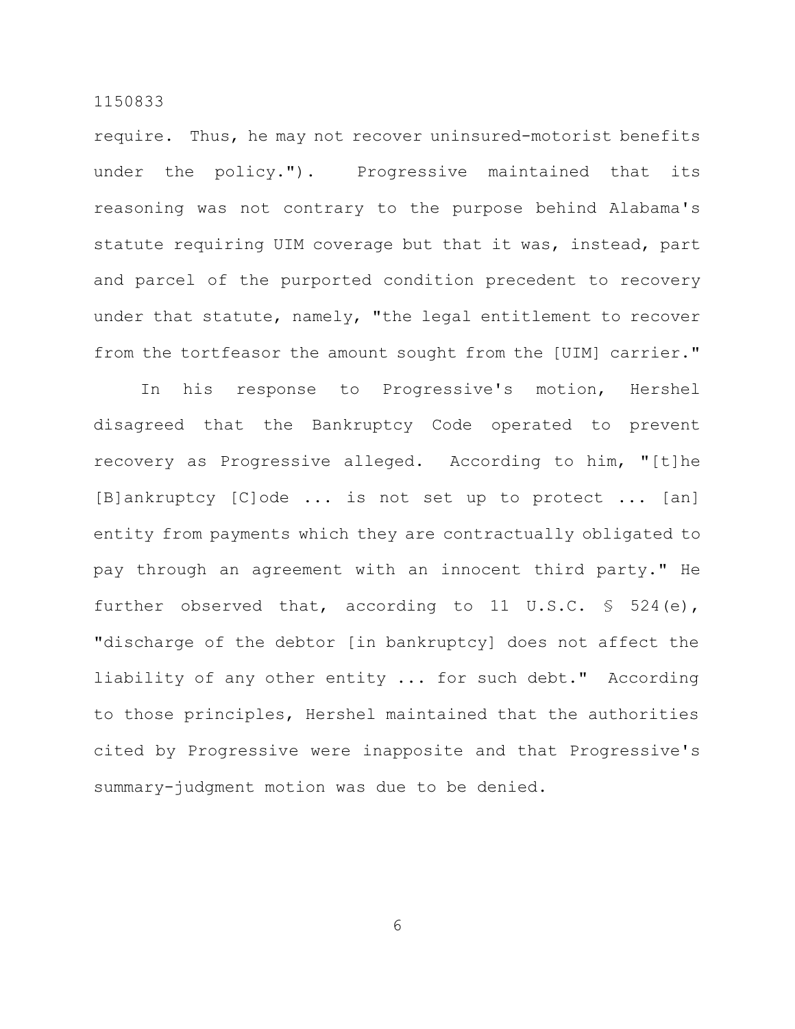require. Thus, he may not recover uninsured-motorist benefits under the policy."). Progressive maintained that its reasoning was not contrary to the purpose behind Alabama's statute requiring UIM coverage but that it was, instead, part and parcel of the purported condition precedent to recovery under that statute, namely, "the legal entitlement to recover from the tortfeasor the amount sought from the [UIM] carrier."

In his response to Progressive's motion, Hershel disagreed that the Bankruptcy Code operated to prevent recovery as Progressive alleged. According to him, "[t]he [B]ankruptcy [C]ode ... is not set up to protect ... [an] entity from payments which they are contractually obligated to pay through an agreement with an innocent third party." He further observed that, according to 11 U.S.C. § 524(e), "discharge of the debtor [in bankruptcy] does not affect the liability of any other entity ... for such debt." According to those principles, Hershel maintained that the authorities cited by Progressive were inapposite and that Progressive's summary-judgment motion was due to be denied.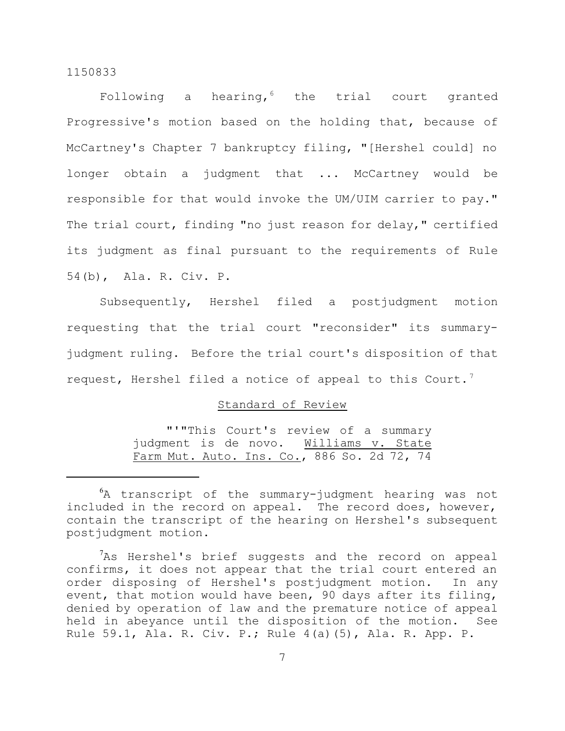Following a hearing,[6] the trial court granted Progressive's motion based on the holding that, because of McCartney's Chapter 7 bankruptcy filing, "[Hershel could] no longer obtain a judgment that ... McCartney would be responsible for that would invoke the UM/UIM carrier to pay." The trial court, finding "no just reason for delay," certified its judgment as final pursuant to the requirements of Rule 54(b), Ala. R. Civ. P.

Subsequently, Hershel filed a postjudgment motion requesting that the trial court "reconsider" its summary-judgment ruling. Before the trial court's disposition of that request, Hershel filed a notice of appeal to this Court.[7]

## Standard of Review

> "'"This Court's review of a summary judgment is de novo. Williams v. State Farm Mut. Auto. Ins. Co., 886 So. 2d 72, 74

---

[6]A transcript of the summary-judgment hearing was not included in the record on appeal. The record does, however, contain the transcript of the hearing on Hershel's subsequent postjudgment motion.

[7]As Hershel's brief suggests and the record on appeal confirms, it does not appear that the trial court entered an order disposing of Hershel's postjudgment motion. In any event, that motion would have been, 90 days after its filing, denied by operation of law and the premature notice of appeal held in abeyance until the disposition of the motion. See Rule 59.1, Ala. R. Civ. P.; Rule 4(a)(5), Ala. R. App. P.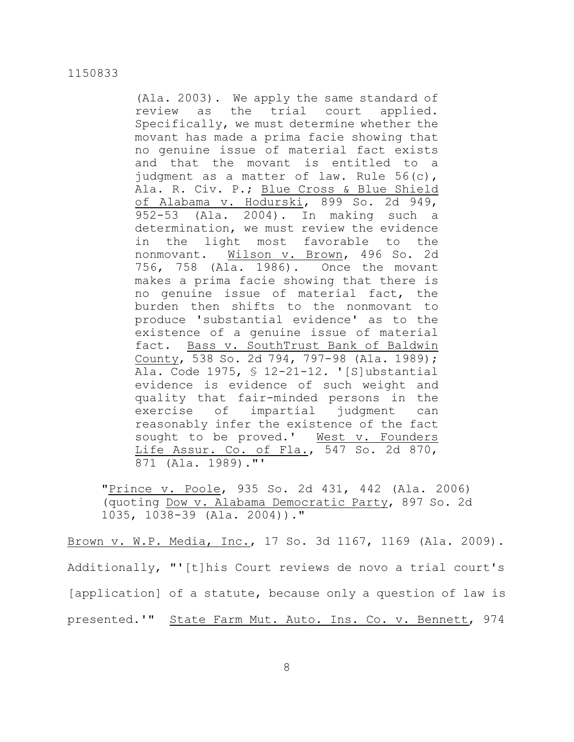> (Ala. 2003). We apply the same standard of review as the trial court applied. Specifically, we must determine whether the movant has made a prima facie showing that no genuine issue of material fact exists and that the movant is entitled to a judgment as a matter of law. Rule 56(c), Ala. R. Civ. P.; Blue Cross & Blue Shield of Alabama v. Hodurski, 899 So. 2d 949, 952-53 (Ala. 2004). In making such a determination, we must review the evidence in the light most favorable to the nonmovant. Wilson v. Brown, 496 So. 2d 756, 758 (Ala. 1986). Once the movant makes a prima facie showing that there is no genuine issue of material fact, the burden then shifts to the nonmovant to produce 'substantial evidence' as to the existence of a genuine issue of material fact. Bass v. SouthTrust Bank of Baldwin County, 538 So. 2d 794, 797-98 (Ala. 1989); Ala. Code 1975, § 12-21-12. '[S]ubstantial evidence is evidence of such weight and quality that fair-minded persons in the exercise of impartial judgment can reasonably infer the existence of the fact sought to be proved.' West v. Founders Life Assur. Co. of Fla., 547 So. 2d 870, 871 (Ala. 1989).'"
>
> "Prince v. Poole, 935 So. 2d 431, 442 (Ala. 2006) (quoting Dow v. Alabama Democratic Party, 897 So. 2d 1035, 1038-39 (Ala. 2004))."

Brown v. W.P. Media, Inc., 17 So. 3d 1167, 1169 (Ala. 2009). Additionally, "'[t]his Court reviews de novo a trial court's [application] of a statute, because only a question of law is presented.'" State Farm Mut. Auto. Ins. Co. v. Bennett, 974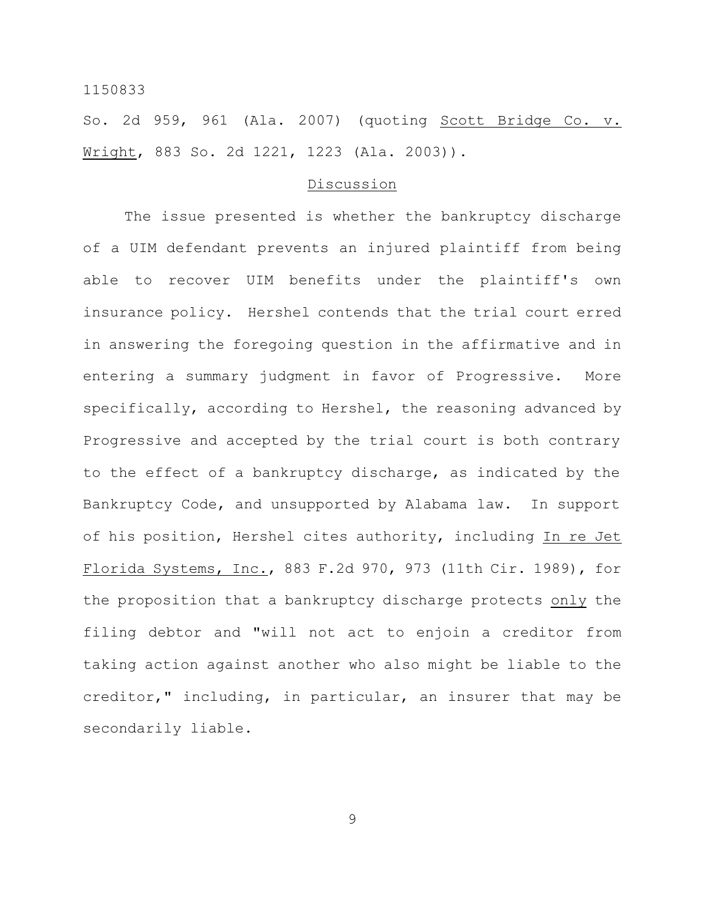So. 2d 959, 961 (Ala. 2007) (quoting Scott Bridge Co. v. Wright, 883 So. 2d 1221, 1223 (Ala. 2003)).

## Discussion

The issue presented is whether the bankruptcy discharge of a UIM defendant prevents an injured plaintiff from being able to recover UIM benefits under the plaintiff's own insurance policy. Hershel contends that the trial court erred in answering the foregoing question in the affirmative and in entering a summary judgment in favor of Progressive. More specifically, according to Hershel, the reasoning advanced by Progressive and accepted by the trial court is both contrary to the effect of a bankruptcy discharge, as indicated by the Bankruptcy Code, and unsupported by Alabama law. In support of his position, Hershel cites authority, including In re Jet Florida Systems, Inc., 883 F.2d 970, 973 (11th Cir. 1989), for the proposition that a bankruptcy discharge protects *only* the filing debtor and "will not act to enjoin a creditor from taking action against another who also might be liable to the creditor," including, in particular, an insurer that may be secondarily liable.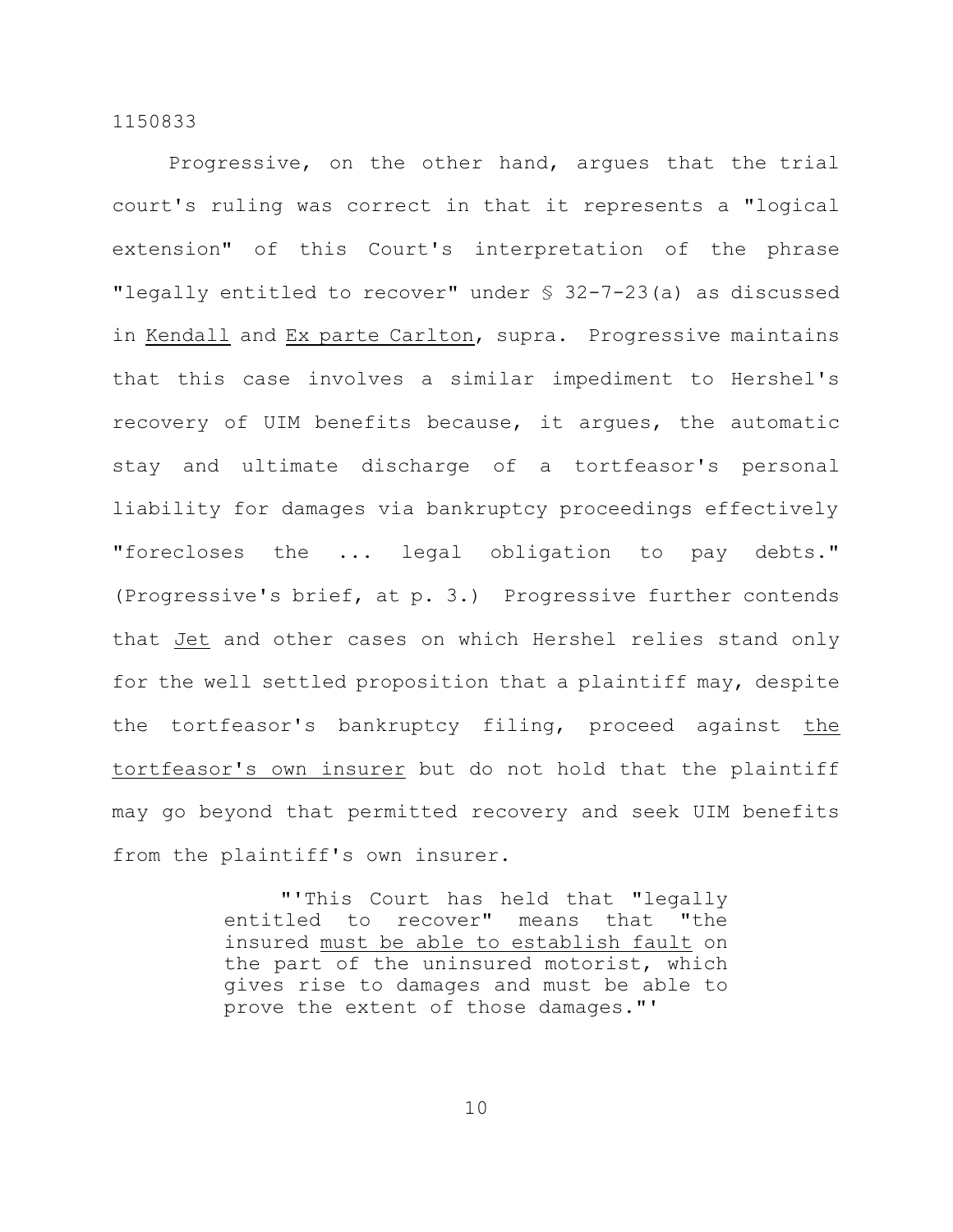Progressive, on the other hand, argues that the trial court's ruling was correct in that it represents a "logical extension" of this Court's interpretation of the phrase "legally entitled to recover" under § 32-7-23(a) as discussed in <u>Kendall</u> and <u>Ex parte Carlton</u>, supra. Progressive maintains that this case involves a similar impediment to Hershel's recovery of UIM benefits because, it argues, the automatic stay and ultimate discharge of a tortfeasor's personal liability for damages via bankruptcy proceedings effectively "forecloses the ... legal obligation to pay debts." (Progressive's brief, at p. 3.) Progressive further contends that <u>Jet</u> and other cases on which Hershel relies stand only for the well settled proposition that a plaintiff may, despite the tortfeasor's bankruptcy filing, proceed against <u>the tortfeasor's own insurer</u> but do not hold that the plaintiff may go beyond that permitted recovery and seek UIM benefits from the plaintiff's own insurer.

> "'This Court has held that "legally entitled to recover" means that "the insured <u>must be able to establish fault</u> on the part of the uninsured motorist, which gives rise to damages and must be able to prove the extent of those damages."'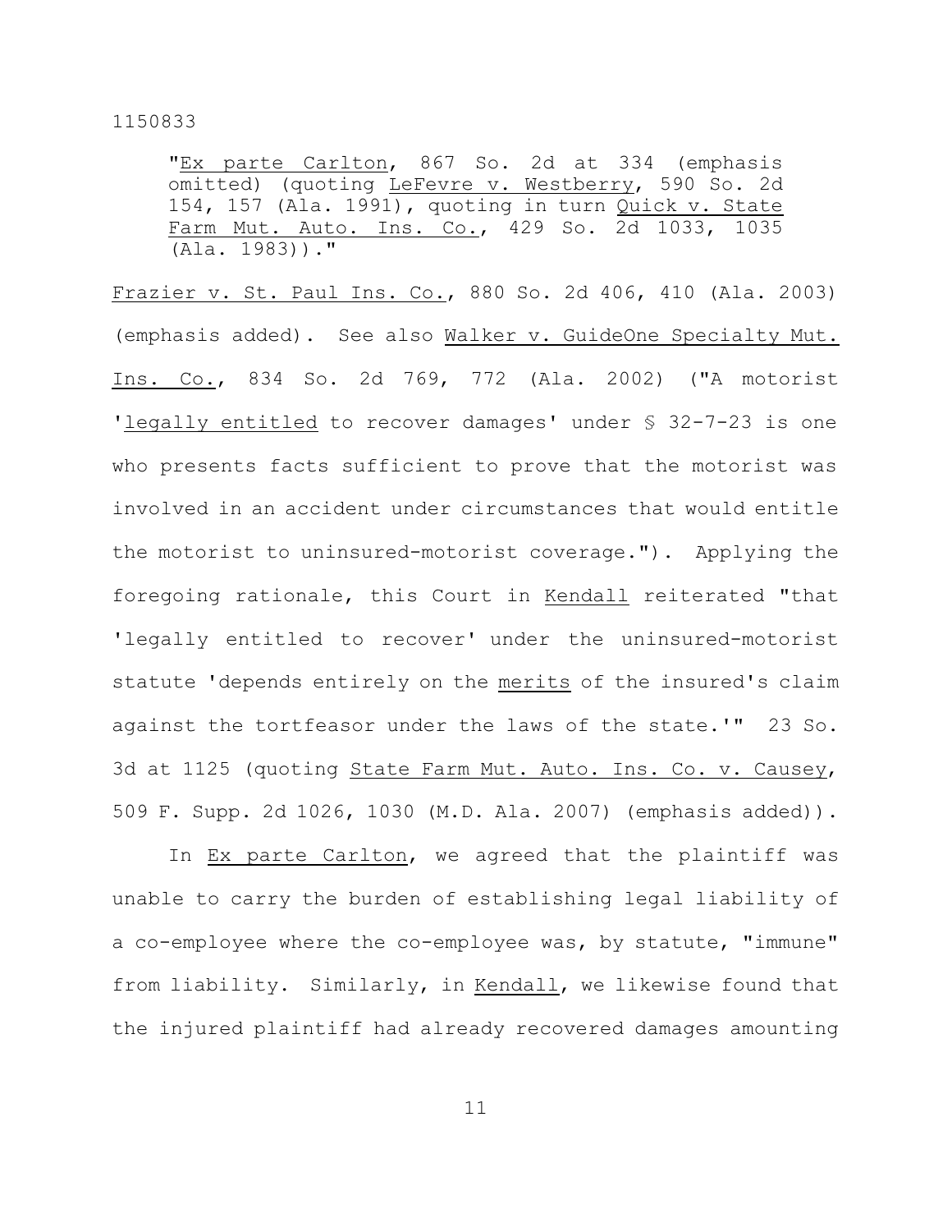"Ex parte Carlton, 867 So. 2d at 334 (emphasis omitted) (quoting LeFevre v. Westberry, 590 So. 2d 154, 157 (Ala. 1991), quoting in turn Quick v. State Farm Mut. Auto. Ins. Co., 429 So. 2d 1033, 1035 (Ala. 1983))."

Frazier v. St. Paul Ins. Co., 880 So. 2d 406, 410 (Ala. 2003) (emphasis added). See also Walker v. GuideOne Specialty Mut. Ins. Co., 834 So. 2d 769, 772 (Ala. 2002) ("A motorist 'legally entitled to recover damages' under § 32-7-23 is one who presents facts sufficient to prove that the motorist was involved in an accident under circumstances that would entitle the motorist to uninsured-motorist coverage."). Applying the foregoing rationale, this Court in Kendall reiterated "that 'legally entitled to recover' under the uninsured-motorist statute 'depends entirely on the merits of the insured's claim against the tortfeasor under the laws of the state.'" 23 So. 3d at 1125 (quoting State Farm Mut. Auto. Ins. Co. v. Causey, 509 F. Supp. 2d 1026, 1030 (M.D. Ala. 2007) (emphasis added)).

In Ex parte Carlton, we agreed that the plaintiff was unable to carry the burden of establishing legal liability of a co-employee where the co-employee was, by statute, "immune" from liability. Similarly, in Kendall, we likewise found that the injured plaintiff had already recovered damages amounting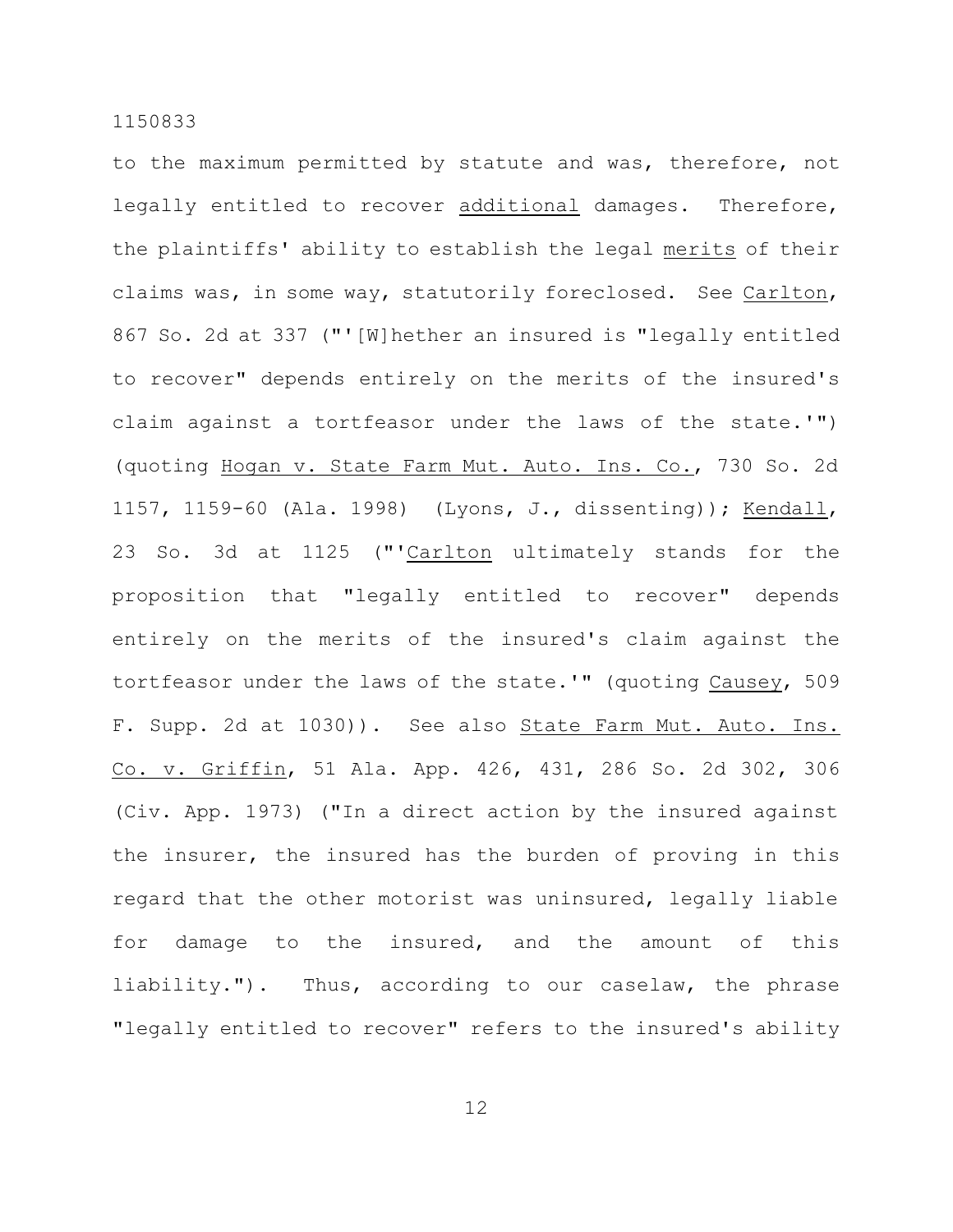to the maximum permitted by statute and was, therefore, not legally entitled to recover additional damages. Therefore, the plaintiffs' ability to establish the legal merits of their claims was, in some way, statutorily foreclosed. See Carlton, 867 So. 2d at 337 ("'[W]hether an insured is "legally entitled to recover" depends entirely on the merits of the insured's claim against a tortfeasor under the laws of the state.'") (quoting Hogan v. State Farm Mut. Auto. Ins. Co., 730 So. 2d 1157, 1159-60 (Ala. 1998) (Lyons, J., dissenting)); Kendall, 23 So. 3d at 1125 ("'Carlton ultimately stands for the proposition that "legally entitled to recover" depends entirely on the merits of the insured's claim against the tortfeasor under the laws of the state.'" (quoting Causey, 509 F. Supp. 2d at 1030)). See also State Farm Mut. Auto. Ins. Co. v. Griffin, 51 Ala. App. 426, 431, 286 So. 2d 302, 306 (Civ. App. 1973) ("In a direct action by the insured against the insurer, the insured has the burden of proving in this regard that the other motorist was uninsured, legally liable for damage to the insured, and the amount of this liability."). Thus, according to our caselaw, the phrase "legally entitled to recover" refers to the insured's ability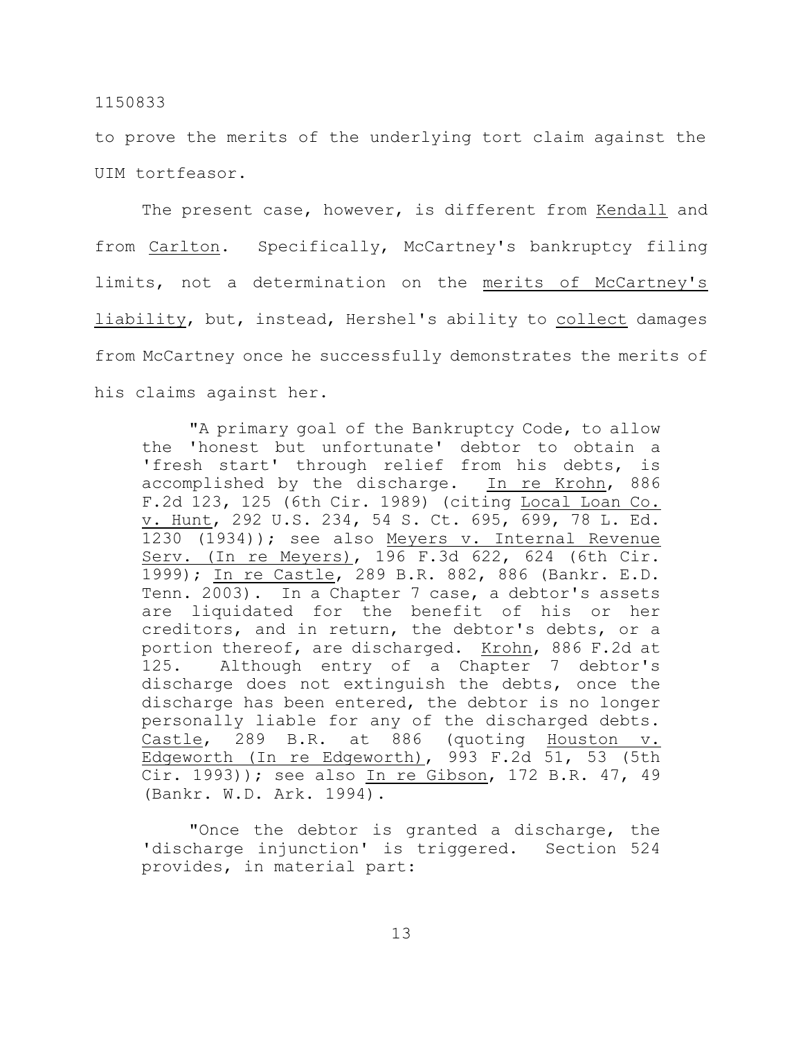to prove the merits of the underlying tort claim against the UIM tortfeasor.

The present case, however, is different from Kendall and from Carlton. Specifically, McCartney's bankruptcy filing limits, not a determination on the merits of McCartney's liability, but, instead, Hershel's ability to collect damages from McCartney once he successfully demonstrates the merits of his claims against her.

> "A primary goal of the Bankruptcy Code, to allow the 'honest but unfortunate' debtor to obtain a 'fresh start' through relief from his debts, is accomplished by the discharge. In re Krohn, 886 F.2d 123, 125 (6th Cir. 1989) (citing Local Loan Co. v. Hunt, 292 U.S. 234, 54 S. Ct. 695, 699, 78 L. Ed. 1230 (1934)); see also Meyers v. Internal Revenue Serv. (In re Meyers), 196 F.3d 622, 624 (6th Cir. 1999); In re Castle, 289 B.R. 882, 886 (Bankr. E.D. Tenn. 2003). In a Chapter 7 case, a debtor's assets are liquidated for the benefit of his or her creditors, and in return, the debtor's debts, or a portion thereof, are discharged. Krohn, 886 F.2d at 125. Although entry of a Chapter 7 debtor's discharge does not extinguish the debts, once the discharge has been entered, the debtor is no longer personally liable for any of the discharged debts. Castle, 289 B.R. at 886 (quoting Houston v. Edgeworth (In re Edgeworth), 993 F.2d 51, 53 (5th Cir. 1993)); see also In re Gibson, 172 B.R. 47, 49 (Bankr. W.D. Ark. 1994).
>
> "Once the debtor is granted a discharge, the 'discharge injunction' is triggered. Section 524 provides, in material part: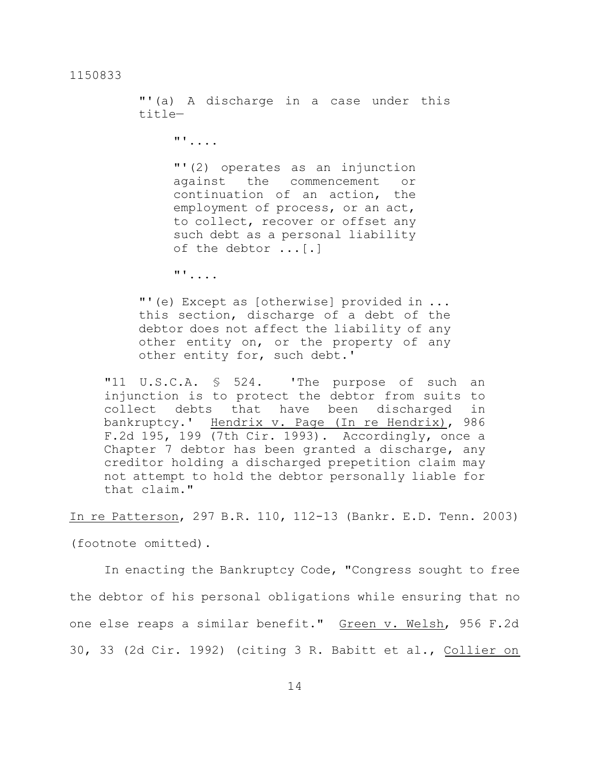> "'(a) A discharge in a case under this title—
>
> > "'....
> >
> > "'(2) operates as an injunction against the commencement or continuation of an action, the employment of process, or an act, to collect, recover or offset any such debt as a personal liability of the debtor ...[.]
> >
> > "'....
>
> "'(e) Except as [otherwise] provided in ... this section, discharge of a debt of the debtor does not affect the liability of any other entity on, or the property of any other entity for, such debt.'
>
> "11 U.S.C.A. § 524. 'The purpose of such an injunction is to protect the debtor from suits to collect debts that have been discharged in bankruptcy.' Hendrix v. Page (In re Hendrix), 986 F.2d 195, 199 (7th Cir. 1993). Accordingly, once a Chapter 7 debtor has been granted a discharge, any creditor holding a discharged prepetition claim may not attempt to hold the debtor personally liable for that claim."

In re Patterson, 297 B.R. 110, 112-13 (Bankr. E.D. Tenn. 2003) (footnote omitted).

In enacting the Bankruptcy Code, "Congress sought to free the debtor of his personal obligations while ensuring that no one else reaps a similar benefit." Green v. Welsh, 956 F.2d 30, 33 (2d Cir. 1992) (citing 3 R. Babitt et al., Collier on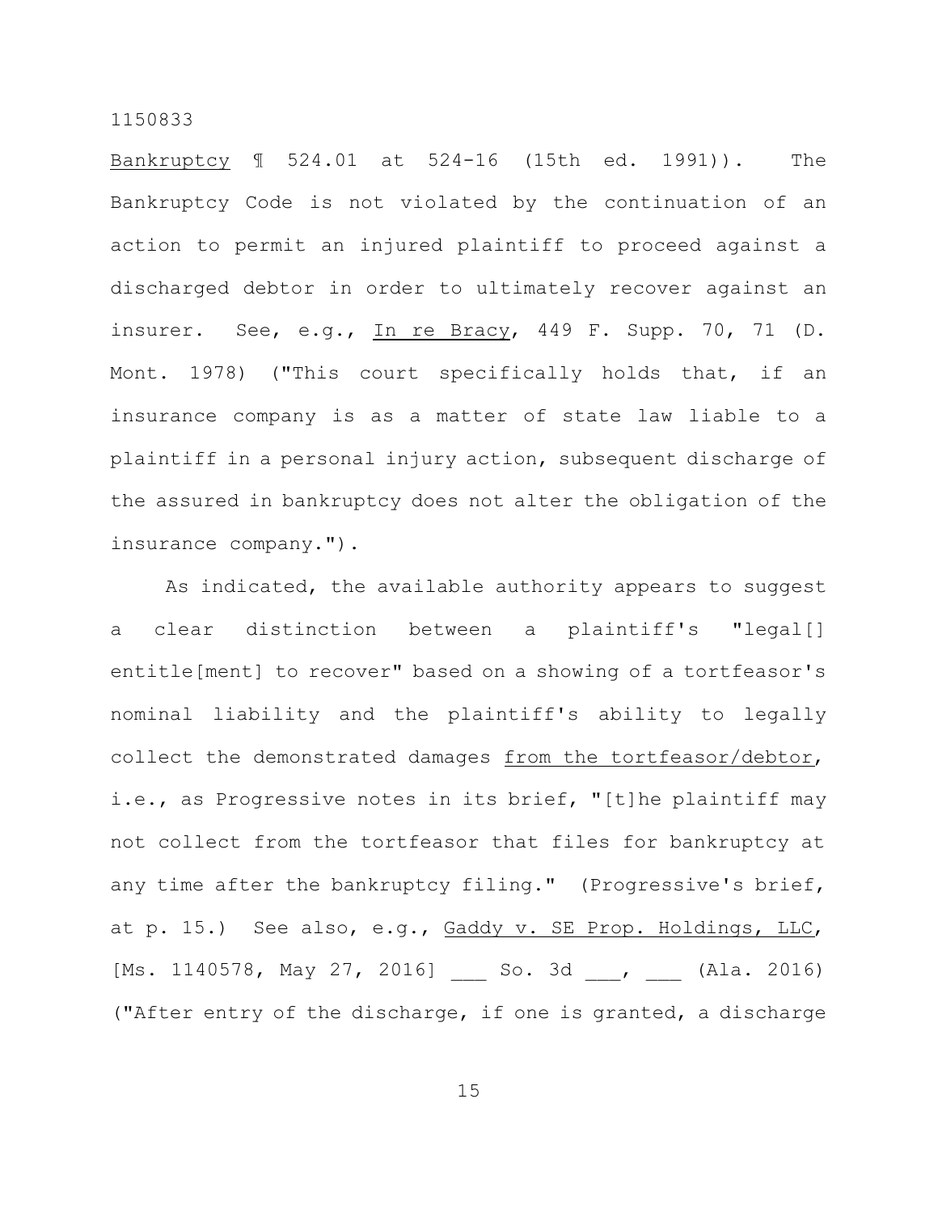Bankruptcy ¶ 524.01 at 524-16 (15th ed. 1991)). The Bankruptcy Code is not violated by the continuation of an action to permit an injured plaintiff to proceed against a discharged debtor in order to ultimately recover against an insurer. See, e.g., In re Bracy, 449 F. Supp. 70, 71 (D. Mont. 1978) ("This court specifically holds that, if an insurance company is as a matter of state law liable to a plaintiff in a personal injury action, subsequent discharge of the assured in bankruptcy does not alter the obligation of the insurance company.").

As indicated, the available authority appears to suggest a clear distinction between a plaintiff's "legal[] entitle[ment] to recover" based on a showing of a tortfeasor's nominal liability and the plaintiff's ability to legally collect the demonstrated damages from the tortfeasor/debtor, i.e., as Progressive notes in its brief, "[t]he plaintiff may not collect from the tortfeasor that files for bankruptcy at any time after the bankruptcy filing." (Progressive's brief, at p. 15.) See also, e.g., Gaddy v. SE Prop. Holdings, LLC, [Ms. 1140578, May 27, 2016] ___ So. 3d ___, ___ (Ala. 2016) ("After entry of the discharge, if one is granted, a discharge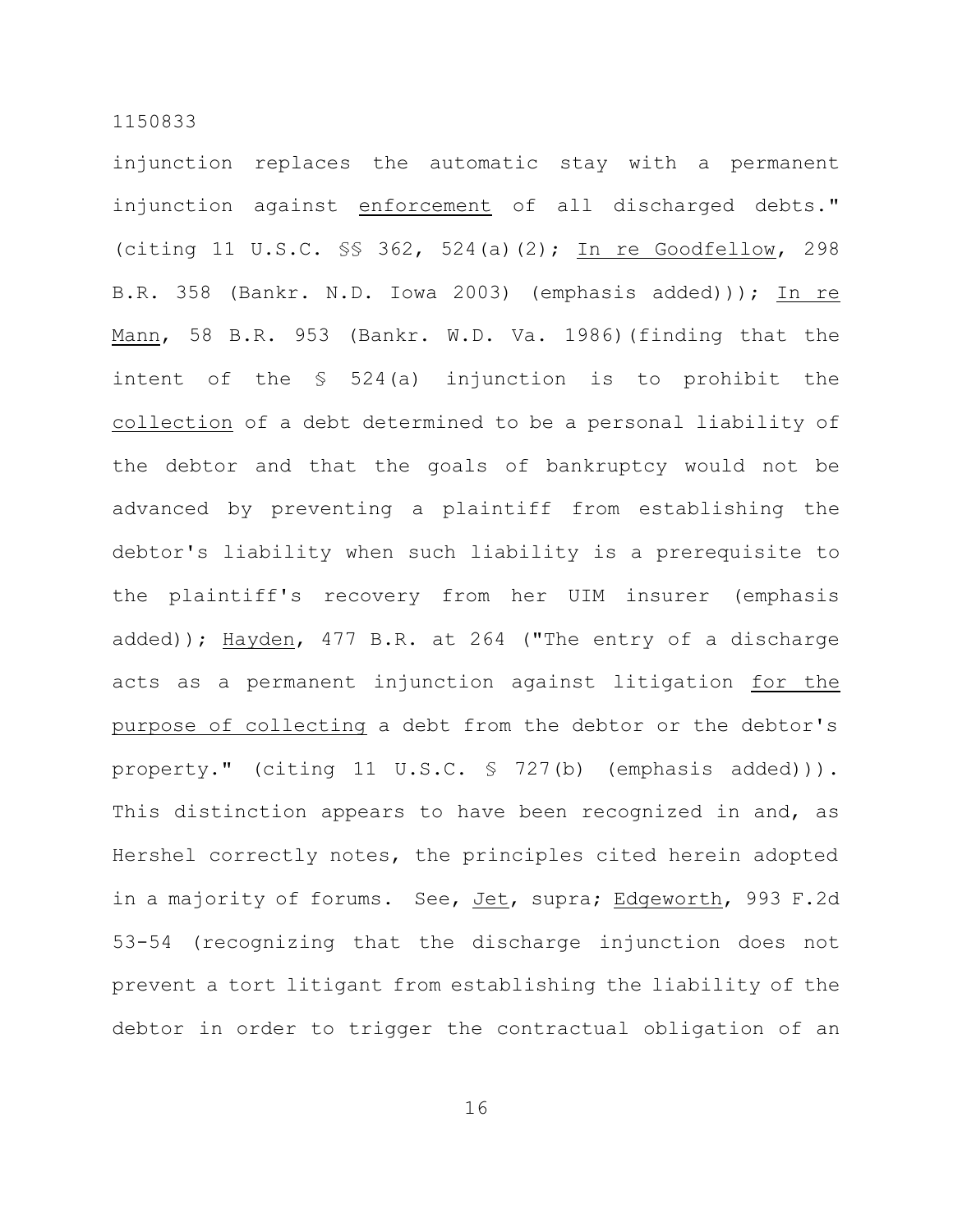injunction replaces the automatic stay with a permanent injunction against enforcement of all discharged debts." (citing 11 U.S.C. §§ 362, 524(a)(2); In re Goodfellow, 298 B.R. 358 (Bankr. N.D. Iowa 2003) (emphasis added))); In re Mann, 58 B.R. 953 (Bankr. W.D. Va. 1986)(finding that the intent of the § 524(a) injunction is to prohibit the collection of a debt determined to be a personal liability of the debtor and that the goals of bankruptcy would not be advanced by preventing a plaintiff from establishing the debtor's liability when such liability is a prerequisite to the plaintiff's recovery from her UIM insurer (emphasis added)); Hayden, 477 B.R. at 264 ("The entry of a discharge acts as a permanent injunction against litigation for the purpose of collecting a debt from the debtor or the debtor's property." (citing 11 U.S.C. § 727(b) (emphasis added))). This distinction appears to have been recognized in and, as Hershel correctly notes, the principles cited herein adopted in a majority of forums. See, Jet, supra; Edgeworth, 993 F.2d 53-54 (recognizing that the discharge injunction does not prevent a tort litigant from establishing the liability of the debtor in order to trigger the contractual obligation of an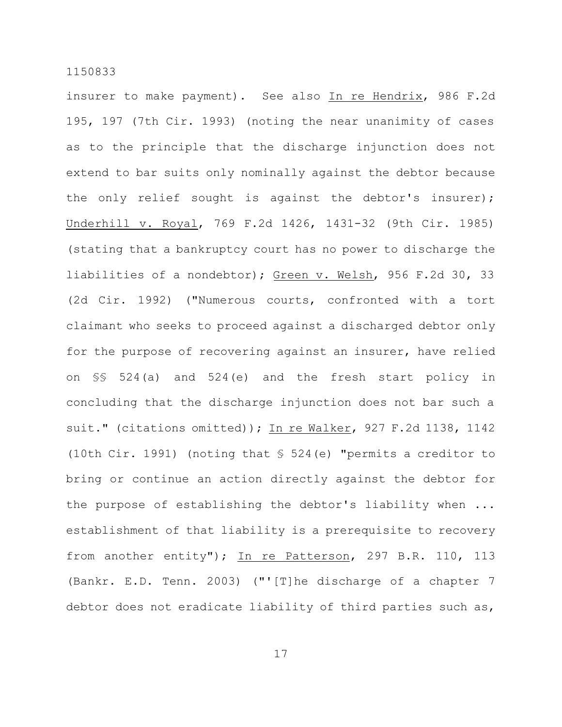insurer to make payment). See also In re Hendrix, 986 F.2d 195, 197 (7th Cir. 1993) (noting the near unanimity of cases as to the principle that the discharge injunction does not extend to bar suits only nominally against the debtor because the only relief sought is against the debtor's insurer); Underhill v. Royal, 769 F.2d 1426, 1431-32 (9th Cir. 1985) (stating that a bankruptcy court has no power to discharge the liabilities of a nondebtor); Green v. Welsh, 956 F.2d 30, 33 (2d Cir. 1992) ("Numerous courts, confronted with a tort claimant who seeks to proceed against a discharged debtor only for the purpose of recovering against an insurer, have relied on §§ 524(a) and 524(e) and the fresh start policy in concluding that the discharge injunction does not bar such a suit." (citations omitted)); In re Walker, 927 F.2d 1138, 1142 (10th Cir. 1991) (noting that § 524(e) "permits a creditor to bring or continue an action directly against the debtor for the purpose of establishing the debtor's liability when ... establishment of that liability is a prerequisite to recovery from another entity"); In re Patterson, 297 B.R. 110, 113 (Bankr. E.D. Tenn. 2003) ("'[T]he discharge of a chapter 7 debtor does not eradicate liability of third parties such as,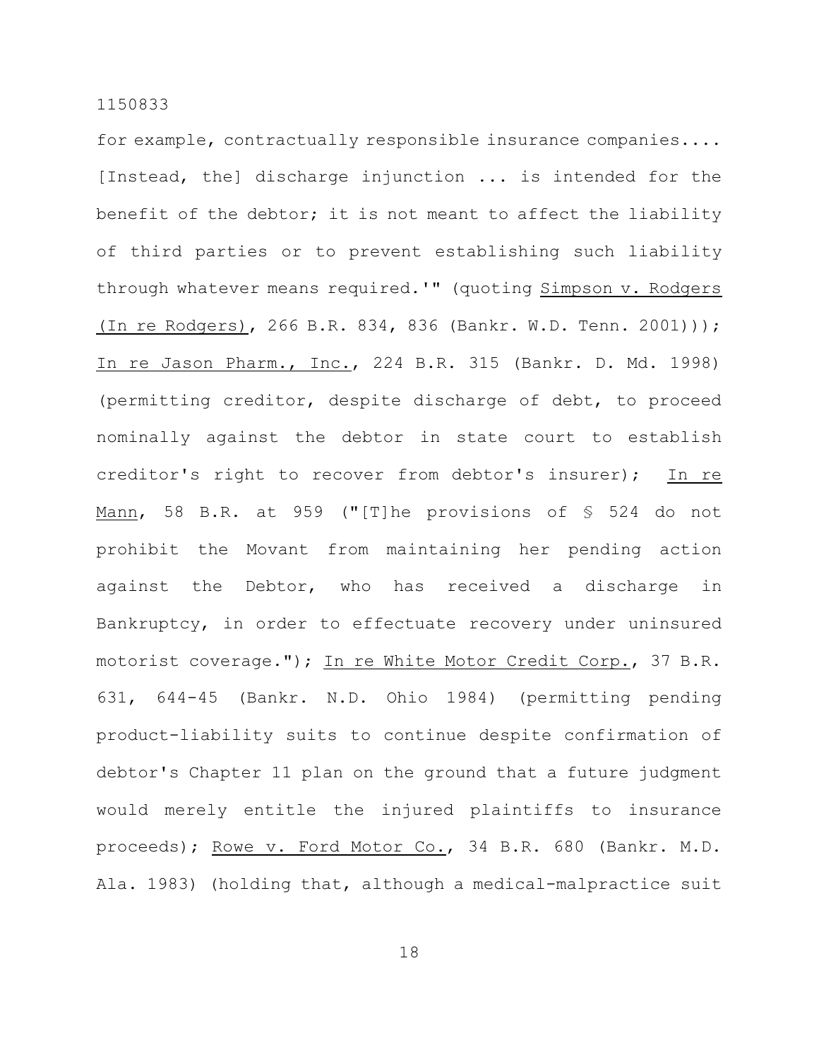for example, contractually responsible insurance companies.... [Instead, the] discharge injunction ... is intended for the benefit of the debtor; it is not meant to affect the liability of third parties or to prevent establishing such liability through whatever means required.'" (quoting Simpson v. Rodgers (In re Rodgers), 266 B.R. 834, 836 (Bankr. W.D. Tenn. 2001))); In re Jason Pharm., Inc., 224 B.R. 315 (Bankr. D. Md. 1998) (permitting creditor, despite discharge of debt, to proceed nominally against the debtor in state court to establish creditor's right to recover from debtor's insurer); In re Mann, 58 B.R. at 959 ("[T]he provisions of § 524 do not prohibit the Movant from maintaining her pending action against the Debtor, who has received a discharge in Bankruptcy, in order to effectuate recovery under uninsured motorist coverage."); In re White Motor Credit Corp., 37 B.R. 631, 644-45 (Bankr. N.D. Ohio 1984) (permitting pending product-liability suits to continue despite confirmation of debtor's Chapter 11 plan on the ground that a future judgment would merely entitle the injured plaintiffs to insurance proceeds); Rowe v. Ford Motor Co., 34 B.R. 680 (Bankr. M.D. Ala. 1983) (holding that, although a medical-malpractice suit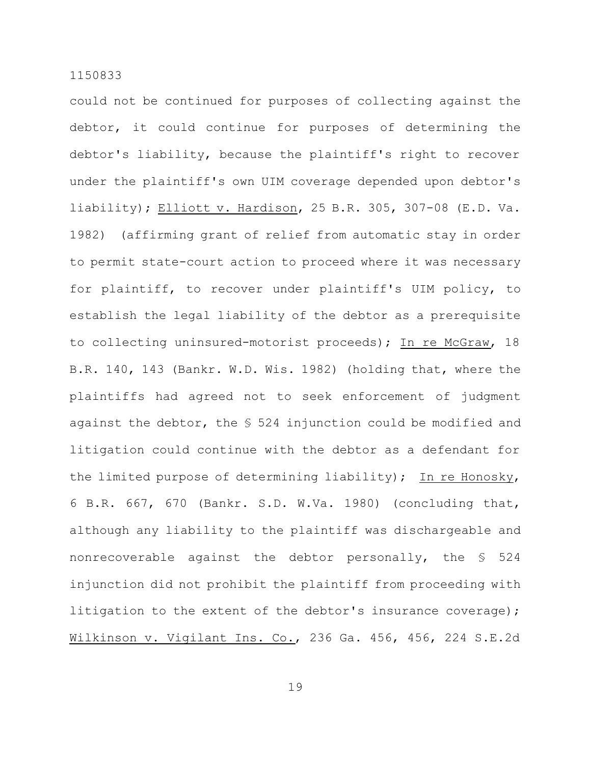could not be continued for purposes of collecting against the debtor, it could continue for purposes of determining the debtor's liability, because the plaintiff's right to recover under the plaintiff's own UIM coverage depended upon debtor's liability); Elliott v. Hardison, 25 B.R. 305, 307-08 (E.D. Va. 1982) (affirming grant of relief from automatic stay in order to permit state-court action to proceed where it was necessary for plaintiff, to recover under plaintiff's UIM policy, to establish the legal liability of the debtor as a prerequisite to collecting uninsured-motorist proceeds); In re McGraw, 18 B.R. 140, 143 (Bankr. W.D. Wis. 1982) (holding that, where the plaintiffs had agreed not to seek enforcement of judgment against the debtor, the § 524 injunction could be modified and litigation could continue with the debtor as a defendant for the limited purpose of determining liability); In re Honosky, 6 B.R. 667, 670 (Bankr. S.D. W.Va. 1980) (concluding that, although any liability to the plaintiff was dischargeable and nonrecoverable against the debtor personally, the § 524 injunction did not prohibit the plaintiff from proceeding with litigation to the extent of the debtor's insurance coverage); Wilkinson v. Vigilant Ins. Co., 236 Ga. 456, 456, 224 S.E.2d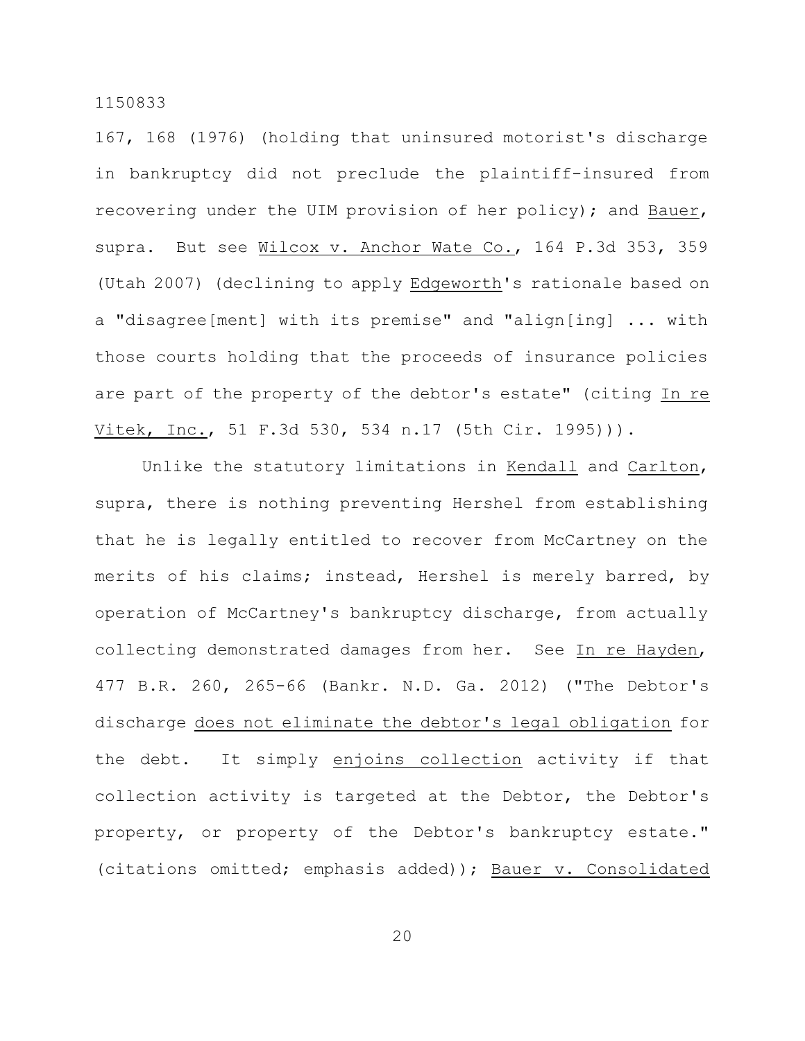167, 168 (1976) (holding that uninsured motorist's discharge in bankruptcy did not preclude the plaintiff-insured from recovering under the UIM provision of her policy); and <u>Bauer</u>, supra. But see <u>Wilcox v. Anchor Wate Co.</u>, 164 P.3d 353, 359 (Utah 2007) (declining to apply <u>Edgeworth</u>'s rationale based on a "disagree[ment] with its premise" and "align[ing] ... with those courts holding that the proceeds of insurance policies are part of the property of the debtor's estate" (citing <u>In re Vitek, Inc.</u>, 51 F.3d 530, 534 n.17 (5th Cir. 1995))).

Unlike the statutory limitations in <u>Kendall</u> and <u>Carlton</u>, supra, there is nothing preventing Hershel from establishing that he is legally entitled to recover from McCartney on the merits of his claims; instead, Hershel is merely barred, by operation of McCartney's bankruptcy discharge, from actually collecting demonstrated damages from her. See <u>In re Hayden</u>, 477 B.R. 260, 265-66 (Bankr. N.D. Ga. 2012) ("The Debtor's discharge <u>does not eliminate the debtor's legal obligation</u> for the debt. It simply <u>enjoins collection</u> activity if that collection activity is targeted at the Debtor, the Debtor's property, or property of the Debtor's bankruptcy estate." (citations omitted; emphasis added)); <u>Bauer v. Consolidated</u>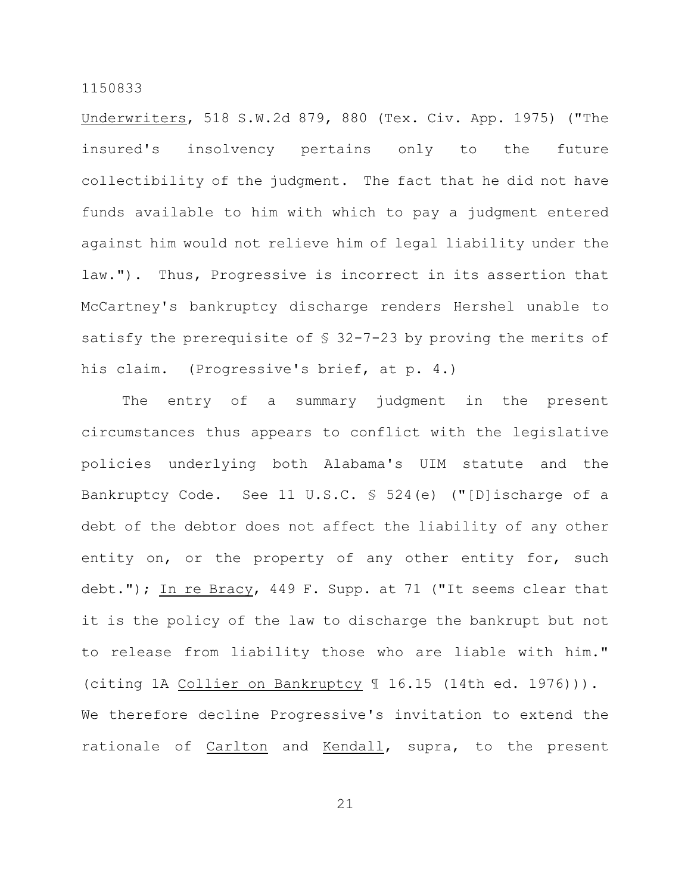Underwriters, 518 S.W.2d 879, 880 (Tex. Civ. App. 1975) ("The insured's insolvency pertains only to the future collectibility of the judgment. The fact that he did not have funds available to him with which to pay a judgment entered against him would not relieve him of legal liability under the law."). Thus, Progressive is incorrect in its assertion that McCartney's bankruptcy discharge renders Hershel unable to satisfy the prerequisite of § 32-7-23 by proving the merits of his claim. (Progressive's brief, at p. 4.)

The entry of a summary judgment in the present circumstances thus appears to conflict with the legislative policies underlying both Alabama's UIM statute and the Bankruptcy Code. See 11 U.S.C. § 524(e) ("[D]ischarge of a debt of the debtor does not affect the liability of any other entity on, or the property of any other entity for, such debt."); In re Bracy, 449 F. Supp. at 71 ("It seems clear that it is the policy of the law to discharge the bankrupt but not to release from liability those who are liable with him." (citing 1A Collier on Bankruptcy ¶ 16.15 (14th ed. 1976))). We therefore decline Progressive's invitation to extend the rationale of Carlton and Kendall, supra, to the present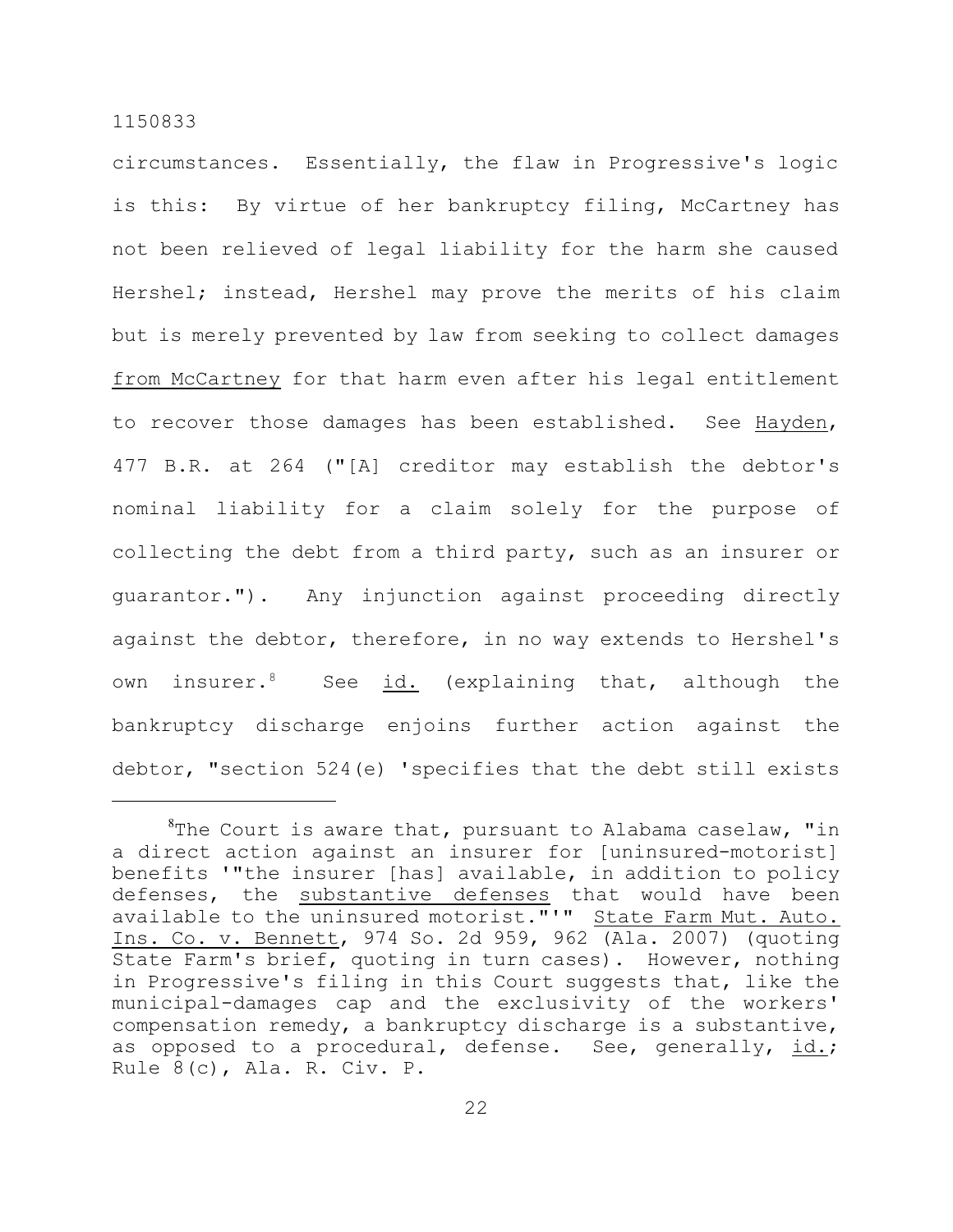circumstances. Essentially, the flaw in Progressive's logic is this: By virtue of her bankruptcy filing, McCartney has not been relieved of legal liability for the harm she caused Hershel; instead, Hershel may prove the merits of his claim but is merely prevented by law from seeking to collect damages from McCartney for that harm even after his legal entitlement to recover those damages has been established. See Hayden, 477 B.R. at 264 ("[A] creditor may establish the debtor's nominal liability for a claim solely for the purpose of collecting the debt from a third party, such as an insurer or guarantor."). Any injunction against proceeding directly against the debtor, therefore, in no way extends to Hershel's own insurer.[8] See id. (explaining that, although the bankruptcy discharge enjoins further action against the debtor, "section 524(e) 'specifies that the debt still exists

---

[8]The Court is aware that, pursuant to Alabama caselaw, "in a direct action against an insurer for [uninsured-motorist] benefits '"the insurer [has] available, in addition to policy defenses, the substantive defenses that would have been available to the uninsured motorist."'" State Farm Mut. Auto. Ins. Co. v. Bennett, 974 So. 2d 959, 962 (Ala. 2007) (quoting State Farm's brief, quoting in turn cases). However, nothing in Progressive's filing in this Court suggests that, like the municipal-damages cap and the exclusivity of the workers' compensation remedy, a bankruptcy discharge is a substantive, as opposed to a procedural, defense. See, generally, id.; Rule 8(c), Ala. R. Civ. P.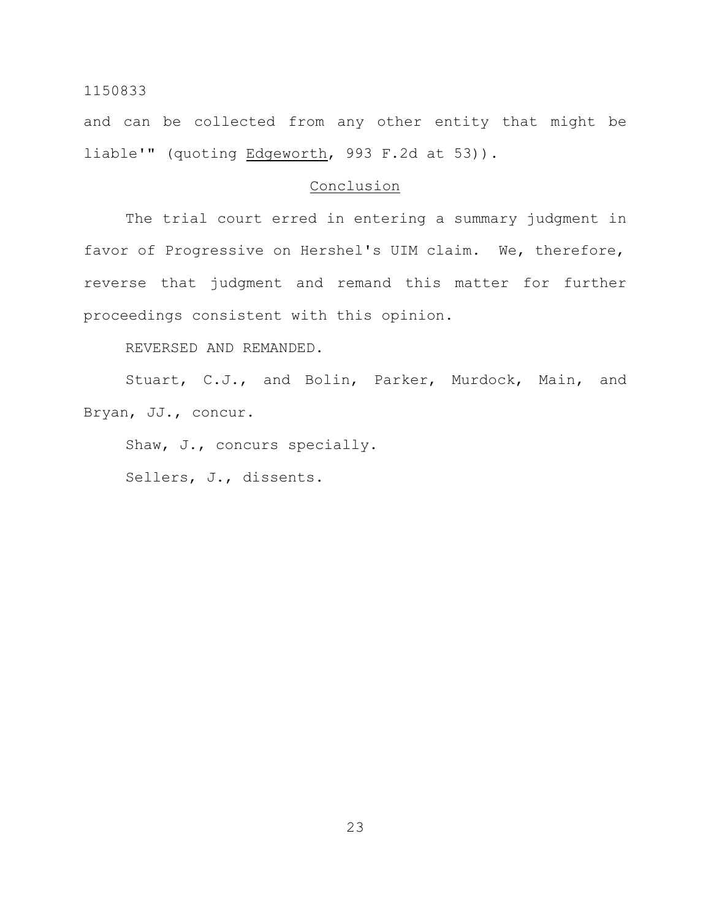and can be collected from any other entity that might be liable'" (quoting Edgeworth, 993 F.2d at 53)).

## Conclusion

The trial court erred in entering a summary judgment in favor of Progressive on Hershel's UIM claim. We, therefore, reverse that judgment and remand this matter for further proceedings consistent with this opinion.

REVERSED AND REMANDED.

Stuart, C.J., and Bolin, Parker, Murdock, Main, and Bryan, JJ., concur.

Shaw, J., concurs specially.

Sellers, J., dissents.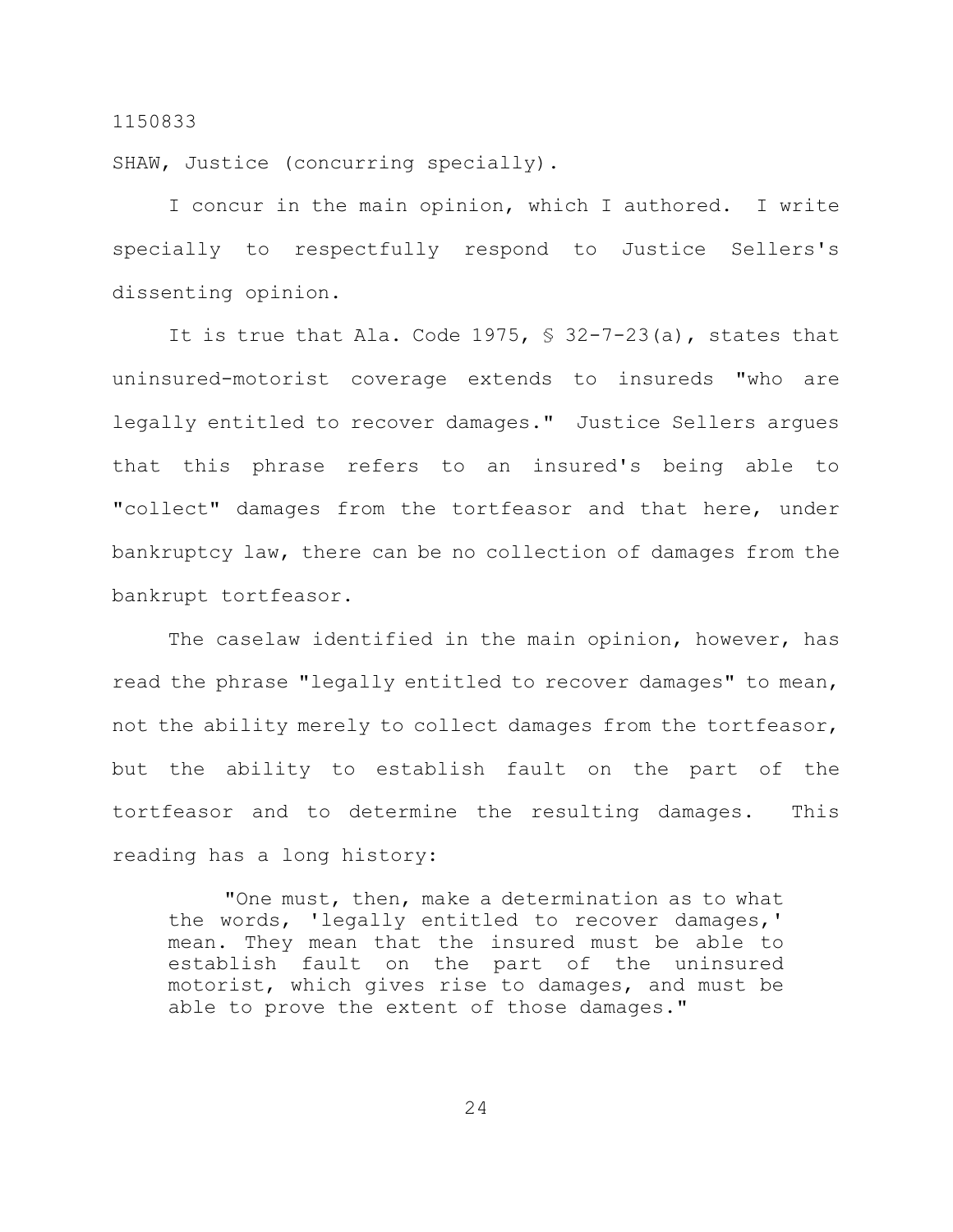1150833

SHAW, Justice (concurring specially).

I concur in the main opinion, which I authored. I write specially to respectfully respond to Justice Sellers's dissenting opinion.

It is true that Ala. Code 1975, § 32-7-23(a), states that uninsured-motorist coverage extends to insureds "who are legally entitled to recover damages." Justice Sellers argues that this phrase refers to an insured's being able to "collect" damages from the tortfeasor and that here, under bankruptcy law, there can be no collection of damages from the bankrupt tortfeasor.

The caselaw identified in the main opinion, however, has read the phrase "legally entitled to recover damages" to mean, not the ability merely to collect damages from the tortfeasor, but the ability to establish fault on the part of the tortfeasor and to determine the resulting damages. This reading has a long history:

> "One must, then, make a determination as to what the words, 'legally entitled to recover damages,' mean. They mean that the insured must be able to establish fault on the part of the uninsured motorist, which gives rise to damages, and must be able to prove the extent of those damages."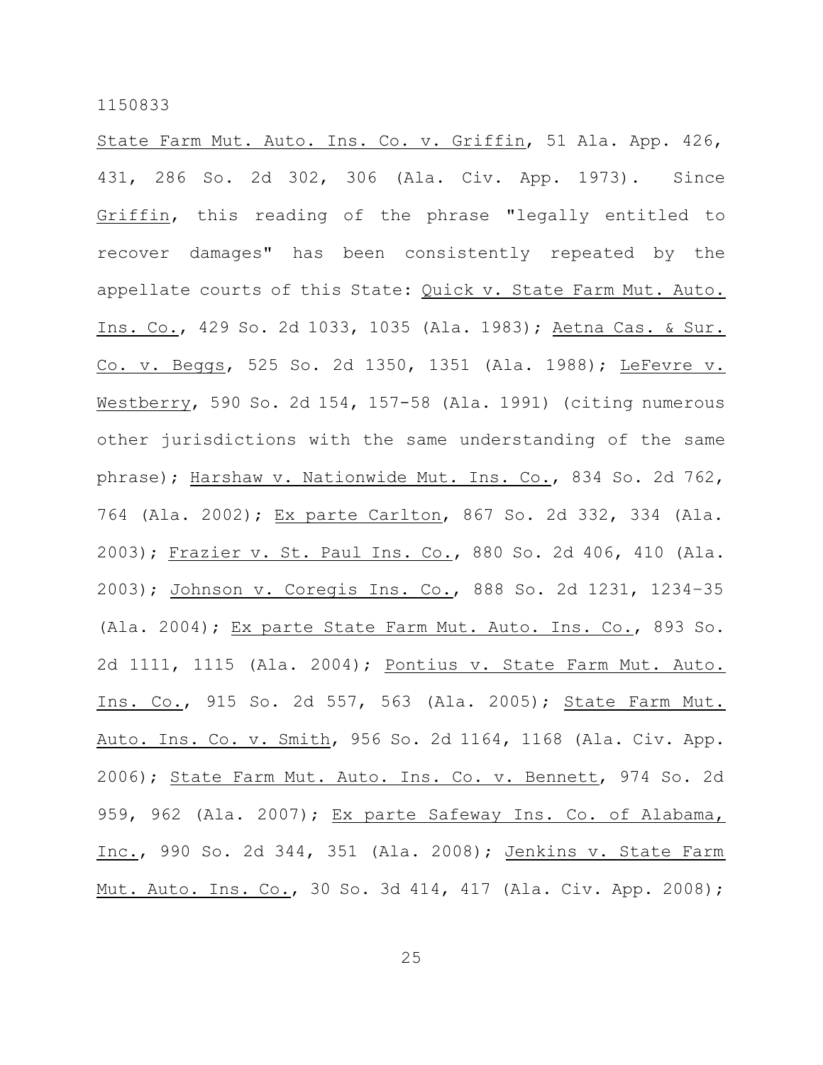State Farm Mut. Auto. Ins. Co. v. Griffin, 51 Ala. App. 426, 431, 286 So. 2d 302, 306 (Ala. Civ. App. 1973). Since Griffin, this reading of the phrase "legally entitled to recover damages" has been consistently repeated by the appellate courts of this State: Quick v. State Farm Mut. Auto. Ins. Co., 429 So. 2d 1033, 1035 (Ala. 1983); Aetna Cas. & Sur. Co. v. Beggs, 525 So. 2d 1350, 1351 (Ala. 1988); LeFevre v. Westberry, 590 So. 2d 154, 157-58 (Ala. 1991) (citing numerous other jurisdictions with the same understanding of the same phrase); Harshaw v. Nationwide Mut. Ins. Co., 834 So. 2d 762, 764 (Ala. 2002); Ex parte Carlton, 867 So. 2d 332, 334 (Ala. 2003); Frazier v. St. Paul Ins. Co., 880 So. 2d 406, 410 (Ala. 2003); Johnson v. Coregis Ins. Co., 888 So. 2d 1231, 1234–35 (Ala. 2004); Ex parte State Farm Mut. Auto. Ins. Co., 893 So. 2d 1111, 1115 (Ala. 2004); Pontius v. State Farm Mut. Auto. Ins. Co., 915 So. 2d 557, 563 (Ala. 2005); State Farm Mut. Auto. Ins. Co. v. Smith, 956 So. 2d 1164, 1168 (Ala. Civ. App. 2006); State Farm Mut. Auto. Ins. Co. v. Bennett, 974 So. 2d 959, 962 (Ala. 2007); Ex parte Safeway Ins. Co. of Alabama, Inc., 990 So. 2d 344, 351 (Ala. 2008); Jenkins v. State Farm Mut. Auto. Ins. Co., 30 So. 3d 414, 417 (Ala. Civ. App. 2008);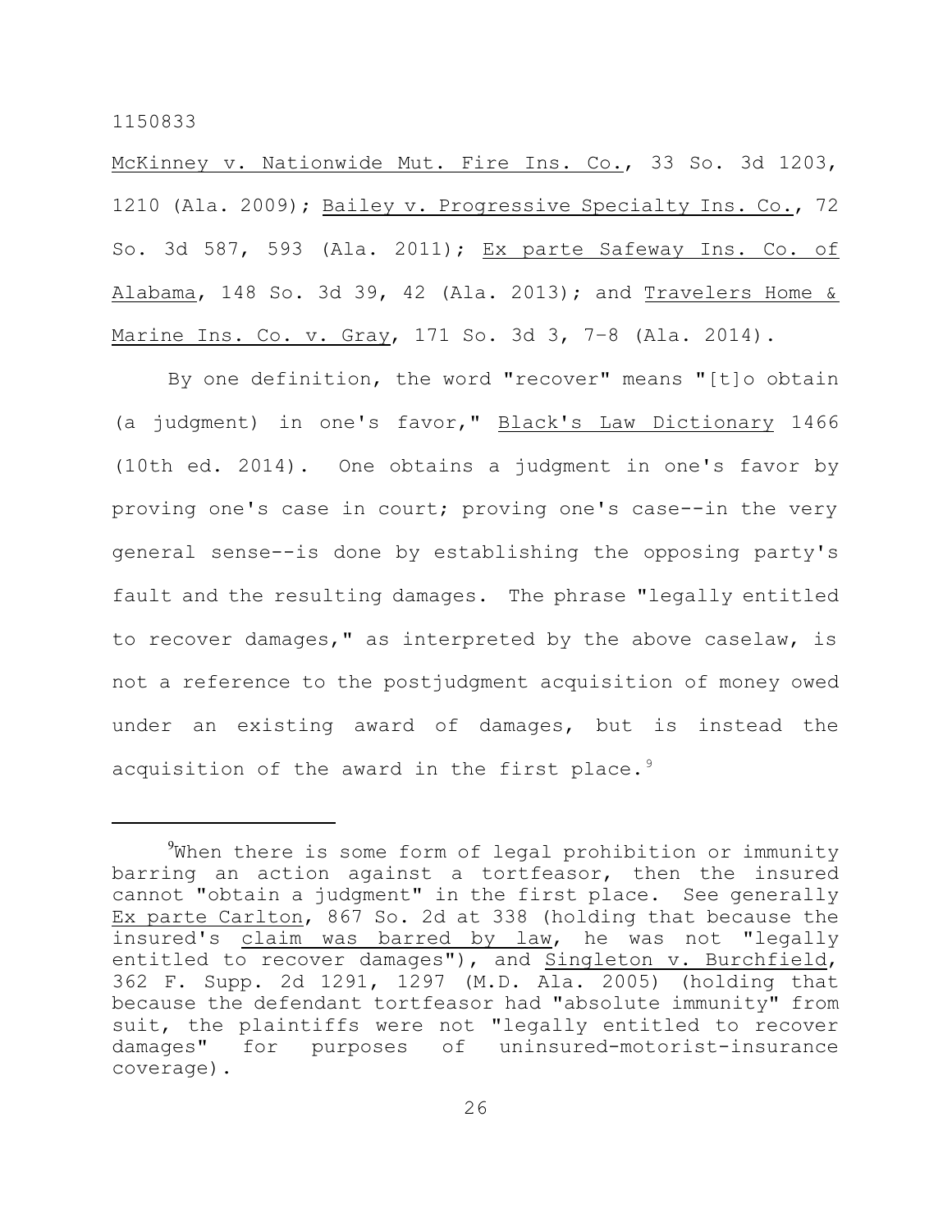McKinney v. Nationwide Mut. Fire Ins. Co., 33 So. 3d 1203, 1210 (Ala. 2009); Bailey v. Progressive Specialty Ins. Co., 72 So. 3d 587, 593 (Ala. 2011); Ex parte Safeway Ins. Co. of Alabama, 148 So. 3d 39, 42 (Ala. 2013); and Travelers Home & Marine Ins. Co. v. Gray, 171 So. 3d 3, 7–8 (Ala. 2014).

By one definition, the word "recover" means "[t]o obtain (a judgment) in one's favor," Black's Law Dictionary 1466 (10th ed. 2014). One obtains a judgment in one's favor by proving one's case in court; proving one's case--in the very general sense--is done by establishing the opposing party's fault and the resulting damages. The phrase "legally entitled to recover damages," as interpreted by the above caselaw, is not a reference to the postjudgment acquisition of money owed under an existing award of damages, but is instead the acquisition of the award in the first place.[9]

---

[9]When there is some form of legal prohibition or immunity barring an action against a tortfeasor, then the insured cannot "obtain a judgment" in the first place. See generally Ex parte Carlton, 867 So. 2d at 338 (holding that because the insured's claim was barred by law, he was not "legally entitled to recover damages"), and Singleton v. Burchfield, 362 F. Supp. 2d 1291, 1297 (M.D. Ala. 2005) (holding that because the defendant tortfeasor had "absolute immunity" from suit, the plaintiffs were not "legally entitled to recover damages" for purposes of uninsured-motorist-insurance coverage).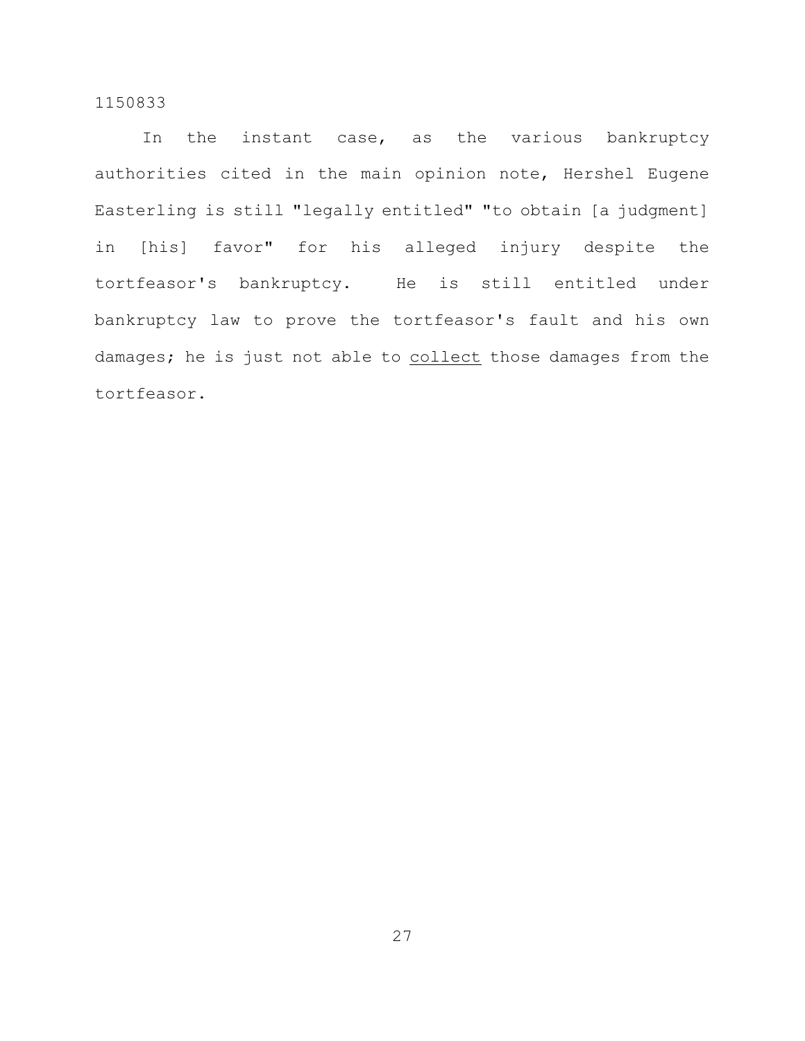In the instant case, as the various bankruptcy authorities cited in the main opinion note, Hershel Eugene Easterling is still "legally entitled" "to obtain [a judgment] in [his] favor" for his alleged injury despite the tortfeasor's bankruptcy. He is still entitled under bankruptcy law to prove the tortfeasor's fault and his own damages; he is just not able to <u>collect</u> those damages from the tortfeasor.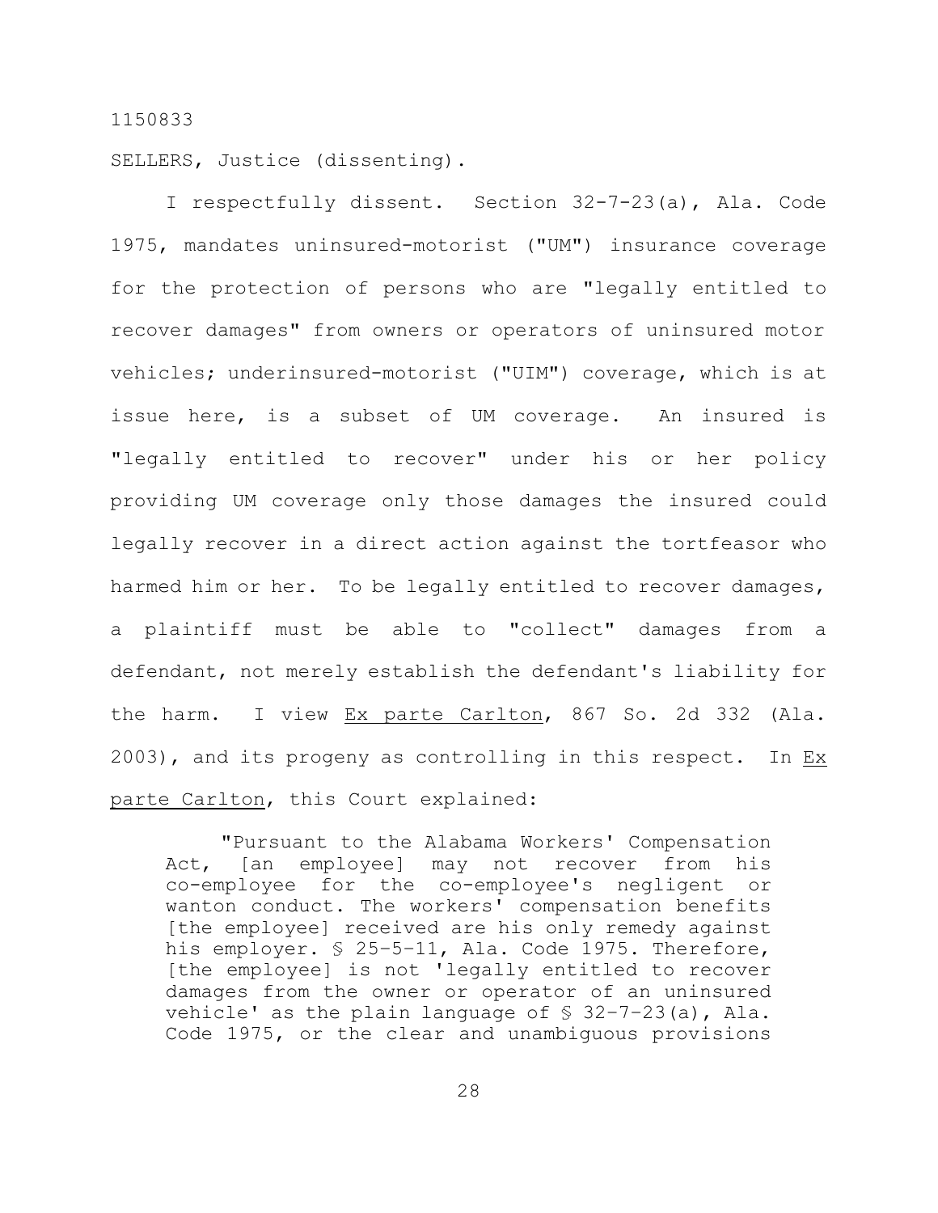1150833

SELLERS, Justice (dissenting).

I respectfully dissent. Section 32-7-23(a), Ala. Code 1975, mandates uninsured-motorist ("UM") insurance coverage for the protection of persons who are "legally entitled to recover damages" from owners or operators of uninsured motor vehicles; underinsured-motorist ("UIM") coverage, which is at issue here, is a subset of UM coverage. An insured is "legally entitled to recover" under his or her policy providing UM coverage only those damages the insured could legally recover in a direct action against the tortfeasor who harmed him or her. To be legally entitled to recover damages, a plaintiff must be able to "collect" damages from a defendant, not merely establish the defendant's liability for the harm. I view Ex parte Carlton, 867 So. 2d 332 (Ala. 2003), and its progeny as controlling in this respect. In Ex parte Carlton, this Court explained:

> "Pursuant to the Alabama Workers' Compensation Act, [an employee] may not recover from his co-employee for the co-employee's negligent or wanton conduct. The workers' compensation benefits [the employee] received are his only remedy against his employer. § 25-5-11, Ala. Code 1975. Therefore, [the employee] is not 'legally entitled to recover damages from the owner or operator of an uninsured vehicle' as the plain language of § 32-7-23(a), Ala. Code 1975, or the clear and unambiguous provisions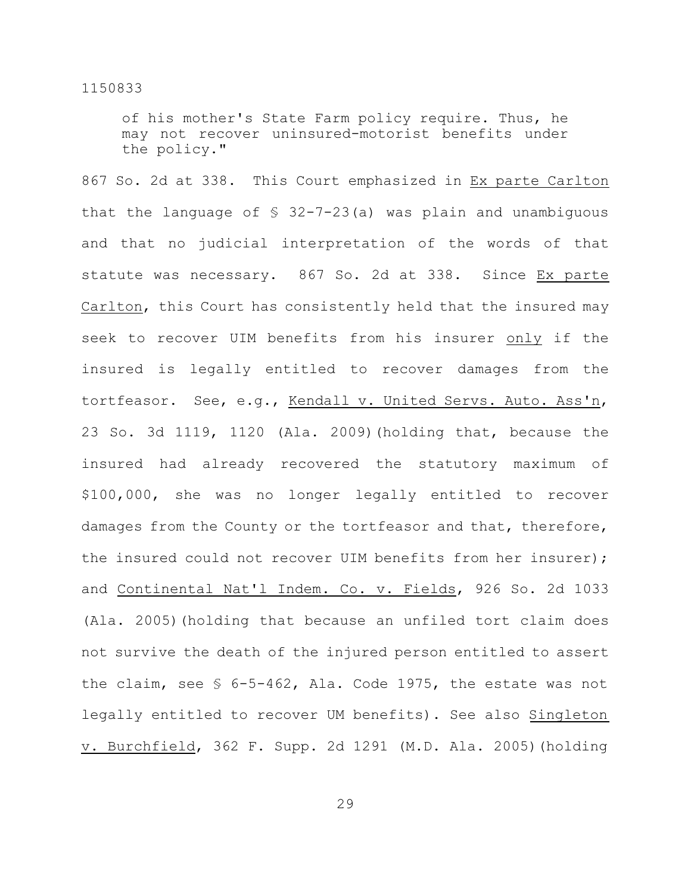> of his mother's State Farm policy require. Thus, he may not recover uninsured-motorist benefits under the policy."

867 So. 2d at 338. This Court emphasized in Ex parte Carlton that the language of § 32-7-23(a) was plain and unambiguous and that no judicial interpretation of the words of that statute was necessary. 867 So. 2d at 338. Since Ex parte Carlton, this Court has consistently held that the insured may seek to recover UIM benefits from his insurer only if the insured is legally entitled to recover damages from the tortfeasor. See, e.g., Kendall v. United Servs. Auto. Ass'n, 23 So. 3d 1119, 1120 (Ala. 2009)(holding that, because the insured had already recovered the statutory maximum of $100,000, she was no longer legally entitled to recover damages from the County or the tortfeasor and that, therefore, the insured could not recover UIM benefits from her insurer); and Continental Nat'l Indem. Co. v. Fields, 926 So. 2d 1033 (Ala. 2005)(holding that because an unfiled tort claim does not survive the death of the injured person entitled to assert the claim, see § 6-5-462, Ala. Code 1975, the estate was not legally entitled to recover UM benefits). See also Singleton v. Burchfield, 362 F. Supp. 2d 1291 (M.D. Ala. 2005)(holding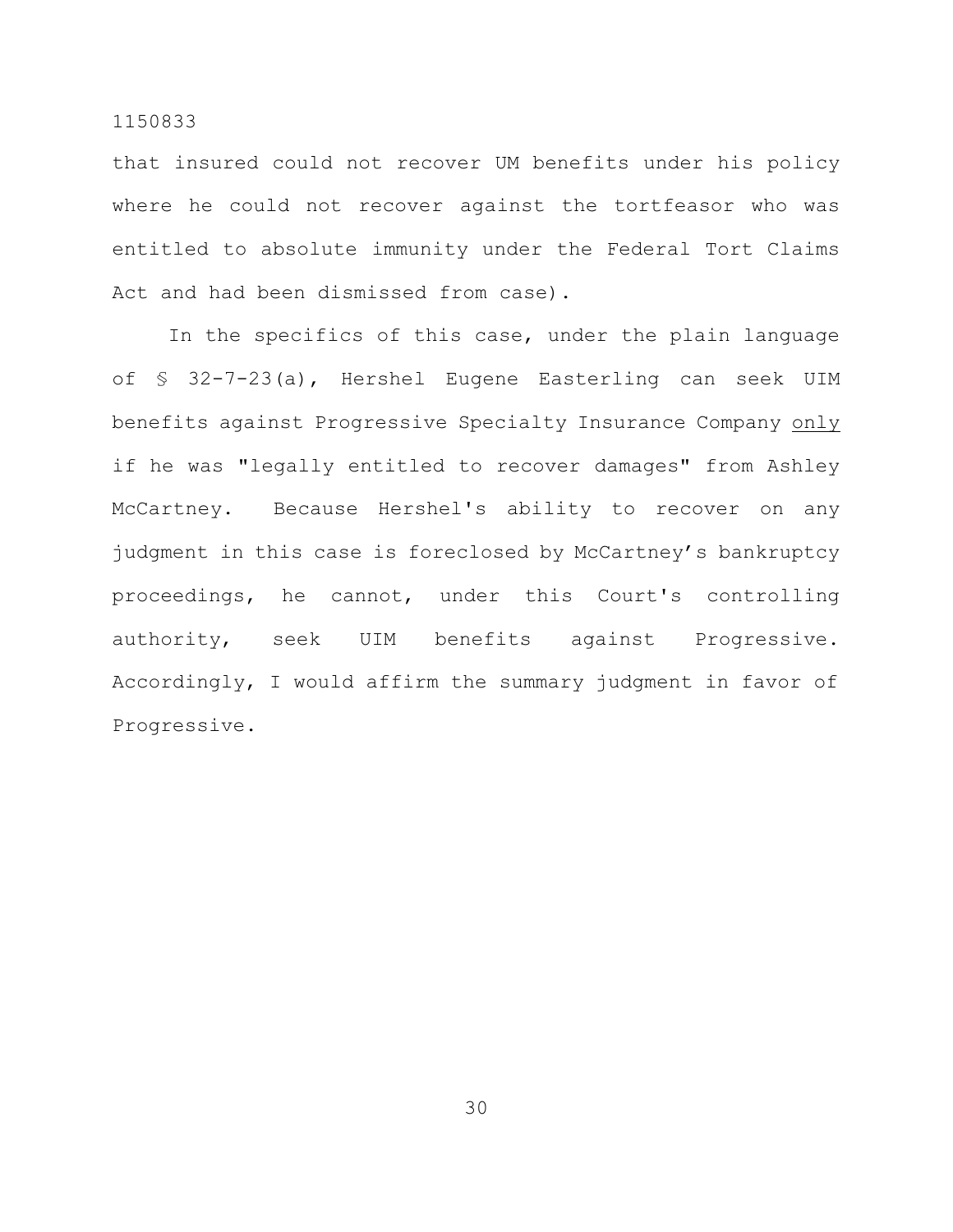that insured could not recover UM benefits under his policy where he could not recover against the tortfeasor who was entitled to absolute immunity under the Federal Tort Claims Act and had been dismissed from case).

In the specifics of this case, under the plain language of § 32-7-23(a), Hershel Eugene Easterling can seek UIM benefits against Progressive Specialty Insurance Company <u>only</u> if he was "legally entitled to recover damages" from Ashley McCartney. Because Hershel's ability to recover on any judgment in this case is foreclosed by McCartney's bankruptcy proceedings, he cannot, under this Court's controlling authority, seek UIM benefits against Progressive. Accordingly, I would affirm the summary judgment in favor of Progressive.